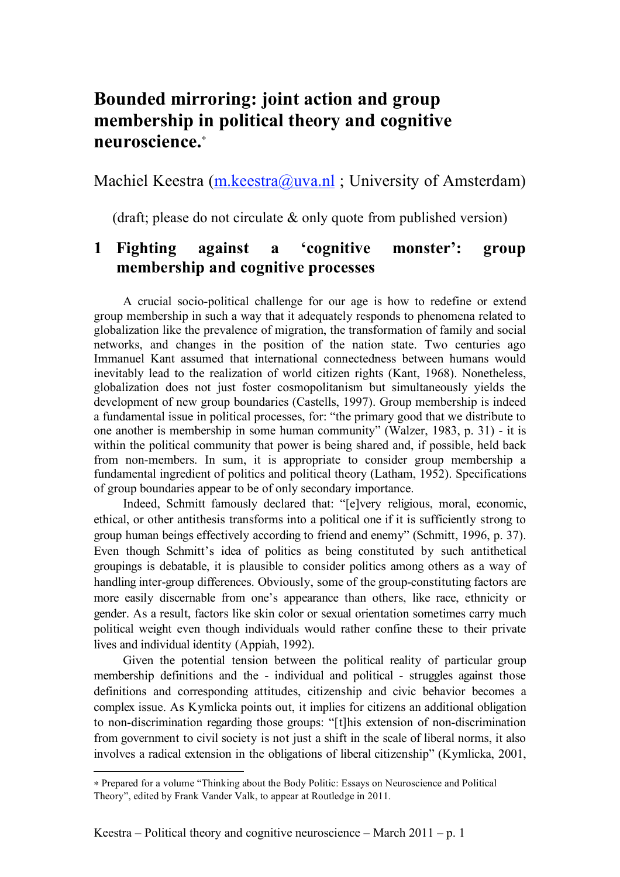# Bounded mirroring: joint action and group membership in political theory and cognitive neuroscience.*

Machiel Keestra (m.keestra@uva.nl ; University of Amsterdam)

(draft; please do not circulate & only quote from published version)

## 1 Fighting against a 'cognitive monster': group membership and cognitive processes

A crucial socio-political challenge for our age is how to redefine or extend group membership in such a way that it adequately responds to phenomena related to globalization like the prevalence of migration, the transformation of family and social networks, and changes in the position of the nation state. Two centuries ago Immanuel Kant assumed that international connectedness between humans would inevitably lead to the realization of world citizen rights (Kant, 1968). Nonetheless, globalization does not just foster cosmopolitanism but simultaneously yields the development of new group boundaries (Castells, 1997). Group membership is indeed a fundamental issue in political processes, for: "the primary good that we distribute to one another is membership in some human community" (Walzer, 1983, p. 31) - it is within the political community that power is being shared and, if possible, held back from non-members. In sum, it is appropriate to consider group membership a fundamental ingredient of politics and political theory (Latham, 1952). Specifications of group boundaries appear to be of only secondary importance.

Indeed, Schmitt famously declared that: "[e]very religious, moral, economic, ethical, or other antithesis transforms into a political one if it is sufficiently strong to group human beings effectively according to friend and enemy" (Schmitt, 1996, p. 37). Even though Schmitt's idea of politics as being constituted by such antithetical groupings is debatable, it is plausible to consider politics among others as a way of handling inter-group differences. Obviously, some of the group-constituting factors are more easily discernable from one's appearance than others, like race, ethnicity or gender. As a result, factors like skin color or sexual orientation sometimes carry much political weight even though individuals would rather confine these to their private lives and individual identity (Appiah, 1992).

Given the potential tension between the political reality of particular group membership definitions and the - individual and political - struggles against those definitions and corresponding attitudes, citizenship and civic behavior becomes a complex issue. As Kymlicka points out, it implies for citizens an additional obligation to non-discrimination regarding those groups: "[t]his extension of non-discrimination from government to civil society is not just a shift in the scale of liberal norms, it also involves a radical extension in the obligations of liberal citizenship" (Kymlicka, 2001,

---

* Prepared for a volume "Thinking about the Body Politic: Essays on Neuroscience and Political Theory", edited by Frank Vander Valk, to appear at Routledge in 2011.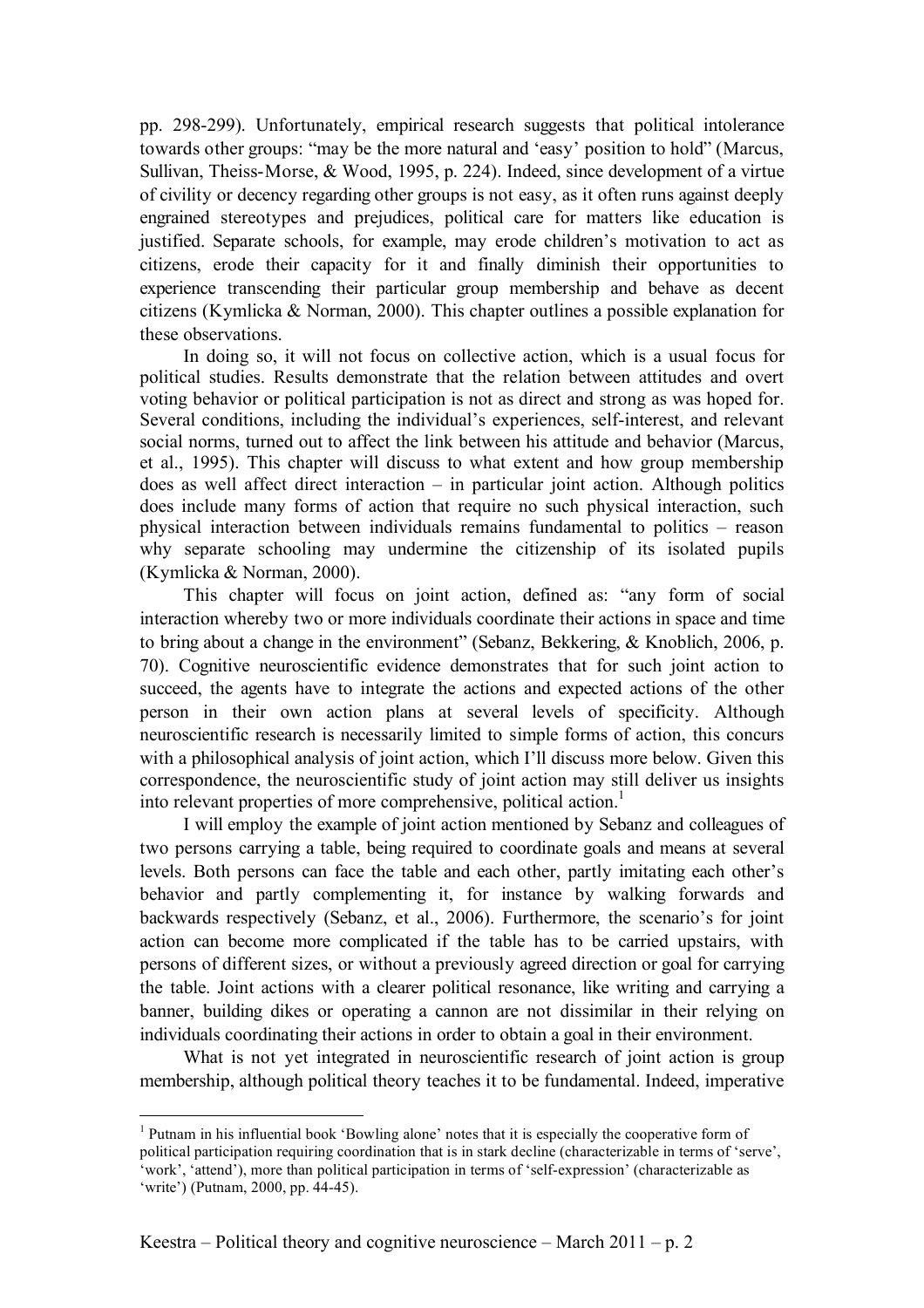pp. 298-299). Unfortunately, empirical research suggests that political intolerance towards other groups: "may be the more natural and 'easy' position to hold" (Marcus, Sullivan, Theiss-Morse, & Wood, 1995, p. 224). Indeed, since development of a virtue of civility or decency regarding other groups is not easy, as it often runs against deeply engrained stereotypes and prejudices, political care for matters like education is justified. Separate schools, for example, may erode children's motivation to act as citizens, erode their capacity for it and finally diminish their opportunities to experience transcending their particular group membership and behave as decent citizens (Kymlicka & Norman, 2000). This chapter outlines a possible explanation for these observations.

In doing so, it will not focus on collective action, which is a usual focus for political studies. Results demonstrate that the relation between attitudes and overt voting behavior or political participation is not as direct and strong as was hoped for. Several conditions, including the individual's experiences, self-interest, and relevant social norms, turned out to affect the link between his attitude and behavior (Marcus, et al., 1995). This chapter will discuss to what extent and how group membership does as well affect direct interaction – in particular joint action. Although politics does include many forms of action that require no such physical interaction, such physical interaction between individuals remains fundamental to politics – reason why separate schooling may undermine the citizenship of its isolated pupils (Kymlicka & Norman, 2000).

This chapter will focus on joint action, defined as: "any form of social interaction whereby two or more individuals coordinate their actions in space and time to bring about a change in the environment" (Sebanz, Bekkering, & Knoblich, 2006, p. 70). Cognitive neuroscientific evidence demonstrates that for such joint action to succeed, the agents have to integrate the actions and expected actions of the other person in their own action plans at several levels of specificity. Although neuroscientific research is necessarily limited to simple forms of action, this concurs with a philosophical analysis of joint action, which I'll discuss more below. Given this correspondence, the neuroscientific study of joint action may still deliver us insights into relevant properties of more comprehensive, political action.[1]

I will employ the example of joint action mentioned by Sebanz and colleagues of two persons carrying a table, being required to coordinate goals and means at several levels. Both persons can face the table and each other, partly imitating each other's behavior and partly complementing it, for instance by walking forwards and backwards respectively (Sebanz, et al., 2006). Furthermore, the scenario's for joint action can become more complicated if the table has to be carried upstairs, with persons of different sizes, or without a previously agreed direction or goal for carrying the table. Joint actions with a clearer political resonance, like writing and carrying a banner, building dikes or operating a cannon are not dissimilar in their relying on individuals coordinating their actions in order to obtain a goal in their environment.

What is not yet integrated in neuroscientific research of joint action is group membership, although political theory teaches it to be fundamental. Indeed, imperative

[1] Putnam in his influential book 'Bowling alone' notes that it is especially the cooperative form of political participation requiring coordination that is in stark decline (characterizable in terms of 'serve', 'work', 'attend'), more than political participation in terms of 'self-expression' (characterizable as 'write') (Putnam, 2000, pp. 44-45).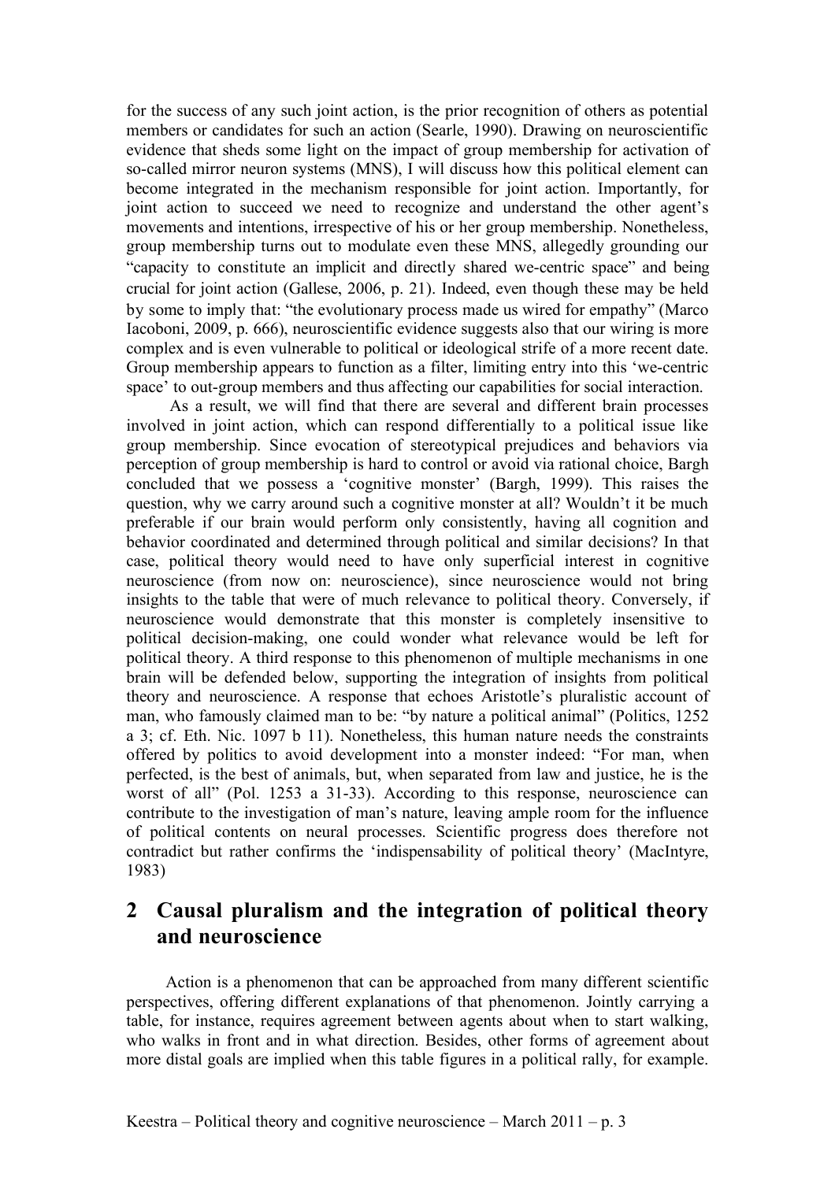for the success of any such joint action, is the prior recognition of others as potential members or candidates for such an action (Searle, 1990). Drawing on neuroscientific evidence that sheds some light on the impact of group membership for activation of so-called mirror neuron systems (MNS), I will discuss how this political element can become integrated in the mechanism responsible for joint action. Importantly, for joint action to succeed we need to recognize and understand the other agent's movements and intentions, irrespective of his or her group membership. Nonetheless, group membership turns out to modulate even these MNS, allegedly grounding our "capacity to constitute an implicit and directly shared we-centric space" and being crucial for joint action (Gallese, 2006, p. 21). Indeed, even though these may be held by some to imply that: "the evolutionary process made us wired for empathy" (Marco Iacoboni, 2009, p. 666), neuroscientific evidence suggests also that our wiring is more complex and is even vulnerable to political or ideological strife of a more recent date. Group membership appears to function as a filter, limiting entry into this 'we-centric space' to out-group members and thus affecting our capabilities for social interaction.

As a result, we will find that there are several and different brain processes involved in joint action, which can respond differentially to a political issue like group membership. Since evocation of stereotypical prejudices and behaviors via perception of group membership is hard to control or avoid via rational choice, Bargh concluded that we possess a 'cognitive monster' (Bargh, 1999). This raises the question, why we carry around such a cognitive monster at all? Wouldn't it be much preferable if our brain would perform only consistently, having all cognition and behavior coordinated and determined through political and similar decisions? In that case, political theory would need to have only superficial interest in cognitive neuroscience (from now on: neuroscience), since neuroscience would not bring insights to the table that were of much relevance to political theory. Conversely, if neuroscience would demonstrate that this monster is completely insensitive to political decision-making, one could wonder what relevance would be left for political theory. A third response to this phenomenon of multiple mechanisms in one brain will be defended below, supporting the integration of insights from political theory and neuroscience. A response that echoes Aristotle's pluralistic account of man, who famously claimed man to be: "by nature a political animal" (Politics, 1252 a 3; cf. Eth. Nic. 1097 b 11). Nonetheless, this human nature needs the constraints offered by politics to avoid development into a monster indeed: "For man, when perfected, is the best of animals, but, when separated from law and justice, he is the worst of all" (Pol. 1253 a 31-33). According to this response, neuroscience can contribute to the investigation of man's nature, leaving ample room for the influence of political contents on neural processes. Scientific progress does therefore not contradict but rather confirms the 'indispensability of political theory' (MacIntyre, 1983)

## 2 Causal pluralism and the integration of political theory and neuroscience

Action is a phenomenon that can be approached from many different scientific perspectives, offering different explanations of that phenomenon. Jointly carrying a table, for instance, requires agreement between agents about when to start walking, who walks in front and in what direction. Besides, other forms of agreement about more distal goals are implied when this table figures in a political rally, for example.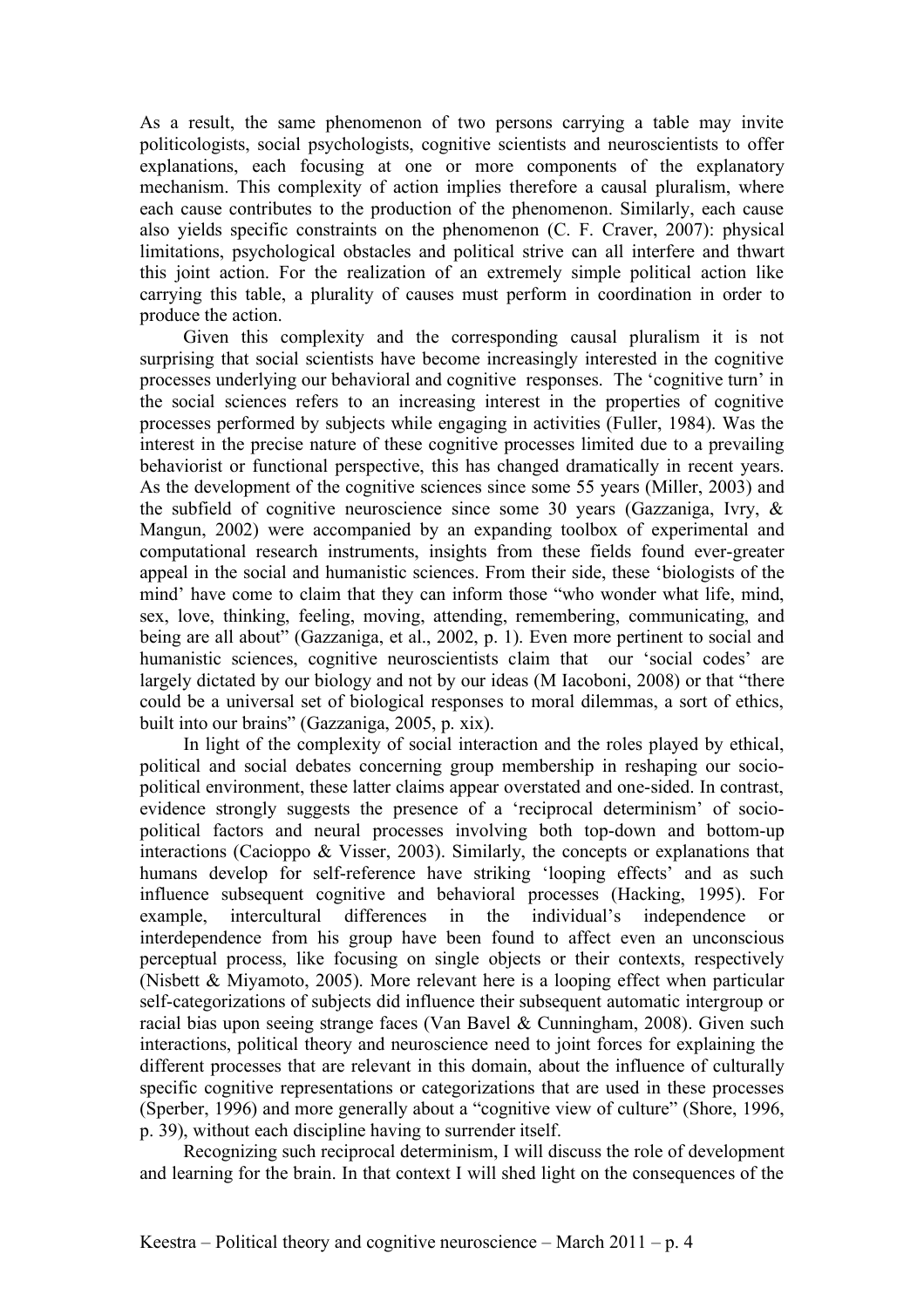As a result, the same phenomenon of two persons carrying a table may invite politicologists, social psychologists, cognitive scientists and neuroscientists to offer explanations, each focusing at one or more components of the explanatory mechanism. This complexity of action implies therefore a causal pluralism, where each cause contributes to the production of the phenomenon. Similarly, each cause also yields specific constraints on the phenomenon (C. F. Craver, 2007): physical limitations, psychological obstacles and political strive can all interfere and thwart this joint action. For the realization of an extremely simple political action like carrying this table, a plurality of causes must perform in coordination in order to produce the action.

Given this complexity and the corresponding causal pluralism it is not surprising that social scientists have become increasingly interested in the cognitive processes underlying our behavioral and cognitive responses. The 'cognitive turn' in the social sciences refers to an increasing interest in the properties of cognitive processes performed by subjects while engaging in activities (Fuller, 1984). Was the interest in the precise nature of these cognitive processes limited due to a prevailing behaviorist or functional perspective, this has changed dramatically in recent years. As the development of the cognitive sciences since some 55 years (Miller, 2003) and the subfield of cognitive neuroscience since some 30 years (Gazzaniga, Ivry, & Mangun, 2002) were accompanied by an expanding toolbox of experimental and computational research instruments, insights from these fields found ever-greater appeal in the social and humanistic sciences. From their side, these 'biologists of the mind' have come to claim that they can inform those "who wonder what life, mind, sex, love, thinking, feeling, moving, attending, remembering, communicating, and being are all about" (Gazzaniga, et al., 2002, p. 1). Even more pertinent to social and humanistic sciences, cognitive neuroscientists claim that our 'social codes' are largely dictated by our biology and not by our ideas (M Iacoboni, 2008) or that "there could be a universal set of biological responses to moral dilemmas, a sort of ethics, built into our brains" (Gazzaniga, 2005, p. xix).

In light of the complexity of social interaction and the roles played by ethical, political and social debates concerning group membership in reshaping our socio-political environment, these latter claims appear overstated and one-sided. In contrast, evidence strongly suggests the presence of a 'reciprocal determinism' of socio-political factors and neural processes involving both top-down and bottom-up interactions (Cacioppo & Visser, 2003). Similarly, the concepts or explanations that humans develop for self-reference have striking 'looping effects' and as such influence subsequent cognitive and behavioral processes (Hacking, 1995). For example, intercultural differences in the individual's independence or interdependence from his group have been found to affect even an unconscious perceptual process, like focusing on single objects or their contexts, respectively (Nisbett & Miyamoto, 2005). More relevant here is a looping effect when particular self-categorizations of subjects did influence their subsequent automatic intergroup or racial bias upon seeing strange faces (Van Bavel & Cunningham, 2008). Given such interactions, political theory and neuroscience need to joint forces for explaining the different processes that are relevant in this domain, about the influence of culturally specific cognitive representations or categorizations that are used in these processes (Sperber, 1996) and more generally about a "cognitive view of culture" (Shore, 1996, p. 39), without each discipline having to surrender itself.

Recognizing such reciprocal determinism, I will discuss the role of development and learning for the brain. In that context I will shed light on the consequences of the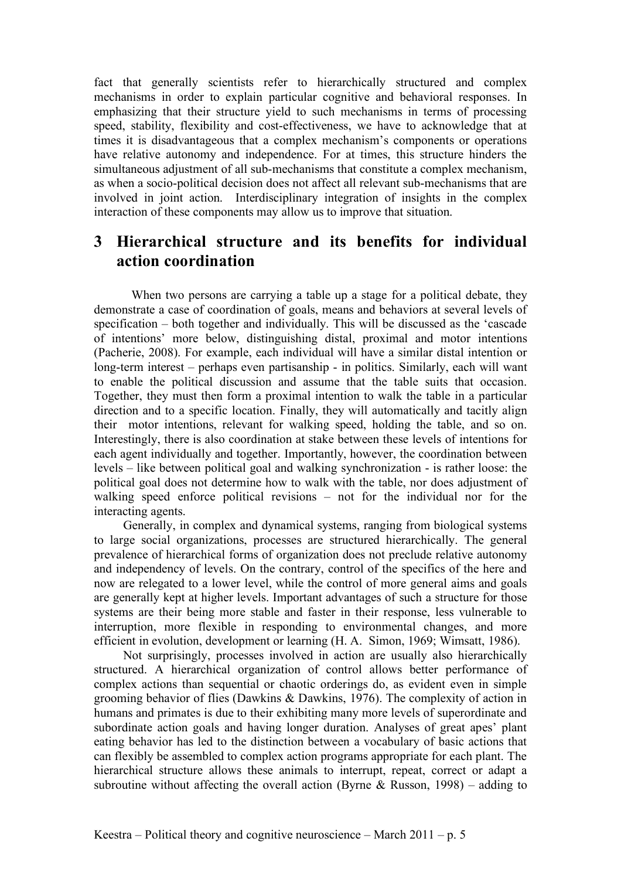fact that generally scientists refer to hierarchically structured and complex mechanisms in order to explain particular cognitive and behavioral responses. In emphasizing that their structure yield to such mechanisms in terms of processing speed, stability, flexibility and cost-effectiveness, we have to acknowledge that at times it is disadvantageous that a complex mechanism's components or operations have relative autonomy and independence. For at times, this structure hinders the simultaneous adjustment of all sub-mechanisms that constitute a complex mechanism, as when a socio-political decision does not affect all relevant sub-mechanisms that are involved in joint action. Interdisciplinary integration of insights in the complex interaction of these components may allow us to improve that situation.

# 3 Hierarchical structure and its benefits for individual action coordination

When two persons are carrying a table up a stage for a political debate, they demonstrate a case of coordination of goals, means and behaviors at several levels of specification – both together and individually. This will be discussed as the 'cascade of intentions' more below, distinguishing distal, proximal and motor intentions (Pacherie, 2008). For example, each individual will have a similar distal intention or long-term interest – perhaps even partisanship - in politics. Similarly, each will want to enable the political discussion and assume that the table suits that occasion. Together, they must then form a proximal intention to walk the table in a particular direction and to a specific location. Finally, they will automatically and tacitly align their motor intentions, relevant for walking speed, holding the table, and so on. Interestingly, there is also coordination at stake between these levels of intentions for each agent individually and together. Importantly, however, the coordination between levels – like between political goal and walking synchronization - is rather loose: the political goal does not determine how to walk with the table, nor does adjustment of walking speed enforce political revisions – not for the individual nor for the interacting agents.

Generally, in complex and dynamical systems, ranging from biological systems to large social organizations, processes are structured hierarchically. The general prevalence of hierarchical forms of organization does not preclude relative autonomy and independency of levels. On the contrary, control of the specifics of the here and now are relegated to a lower level, while the control of more general aims and goals are generally kept at higher levels. Important advantages of such a structure for those systems are their being more stable and faster in their response, less vulnerable to interruption, more flexible in responding to environmental changes, and more efficient in evolution, development or learning (H. A. Simon, 1969; Wimsatt, 1986).

Not surprisingly, processes involved in action are usually also hierarchically structured. A hierarchical organization of control allows better performance of complex actions than sequential or chaotic orderings do, as evident even in simple grooming behavior of flies (Dawkins & Dawkins, 1976). The complexity of action in humans and primates is due to their exhibiting many more levels of superordinate and subordinate action goals and having longer duration. Analyses of great apes' plant eating behavior has led to the distinction between a vocabulary of basic actions that can flexibly be assembled to complex action programs appropriate for each plant. The hierarchical structure allows these animals to interrupt, repeat, correct or adapt a subroutine without affecting the overall action (Byrne & Russon, 1998) – adding to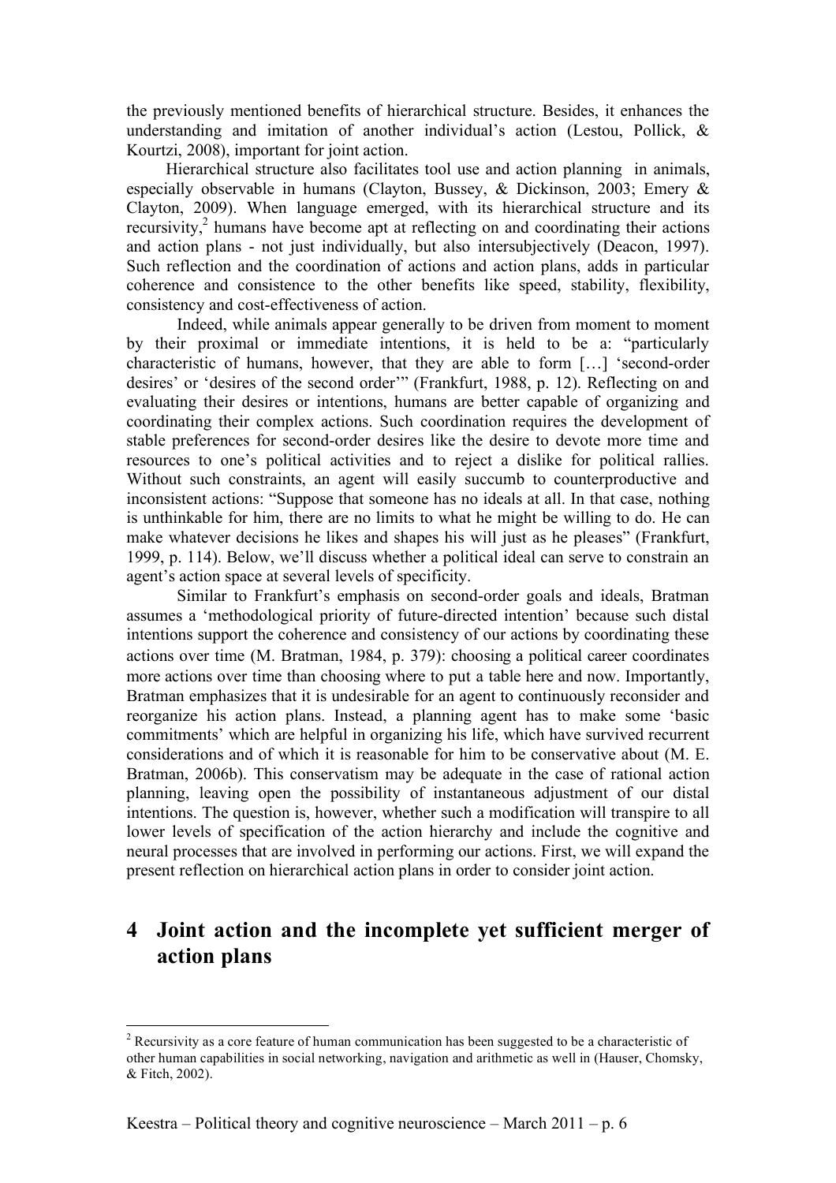the previously mentioned benefits of hierarchical structure. Besides, it enhances the understanding and imitation of another individual's action (Lestou, Pollick, & Kourtzi, 2008), important for joint action.

Hierarchical structure also facilitates tool use and action planning in animals, especially observable in humans (Clayton, Bussey, & Dickinson, 2003; Emery & Clayton, 2009). When language emerged, with its hierarchical structure and its recursivity,[2] humans have become apt at reflecting on and coordinating their actions and action plans - not just individually, but also intersubjectively (Deacon, 1997). Such reflection and the coordination of actions and action plans, adds in particular coherence and consistence to the other benefits like speed, stability, flexibility, consistency and cost-effectiveness of action.

Indeed, while animals appear generally to be driven from moment to moment by their proximal or immediate intentions, it is held to be a: "particularly characteristic of humans, however, that they are able to form […] 'second-order desires' or 'desires of the second order'" (Frankfurt, 1988, p. 12). Reflecting on and evaluating their desires or intentions, humans are better capable of organizing and coordinating their complex actions. Such coordination requires the development of stable preferences for second-order desires like the desire to devote more time and resources to one's political activities and to reject a dislike for political rallies. Without such constraints, an agent will easily succumb to counterproductive and inconsistent actions: "Suppose that someone has no ideals at all. In that case, nothing is unthinkable for him, there are no limits to what he might be willing to do. He can make whatever decisions he likes and shapes his will just as he pleases" (Frankfurt, 1999, p. 114). Below, we'll discuss whether a political ideal can serve to constrain an agent's action space at several levels of specificity.

Similar to Frankfurt's emphasis on second-order goals and ideals, Bratman assumes a 'methodological priority of future-directed intention' because such distal intentions support the coherence and consistency of our actions by coordinating these actions over time (M. Bratman, 1984, p. 379): choosing a political career coordinates more actions over time than choosing where to put a table here and now. Importantly, Bratman emphasizes that it is undesirable for an agent to continuously reconsider and reorganize his action plans. Instead, a planning agent has to make some 'basic commitments' which are helpful in organizing his life, which have survived recurrent considerations and of which it is reasonable for him to be conservative about (M. E. Bratman, 2006b). This conservatism may be adequate in the case of rational action planning, leaving open the possibility of instantaneous adjustment of our distal intentions. The question is, however, whether such a modification will transpire to all lower levels of specification of the action hierarchy and include the cognitive and neural processes that are involved in performing our actions. First, we will expand the present reflection on hierarchical action plans in order to consider joint action.

# 4 Joint action and the incomplete yet sufficient merger of action plans

[2] Recursivity as a core feature of human communication has been suggested to be a characteristic of other human capabilities in social networking, navigation and arithmetic as well in (Hauser, Chomsky, & Fitch, 2002).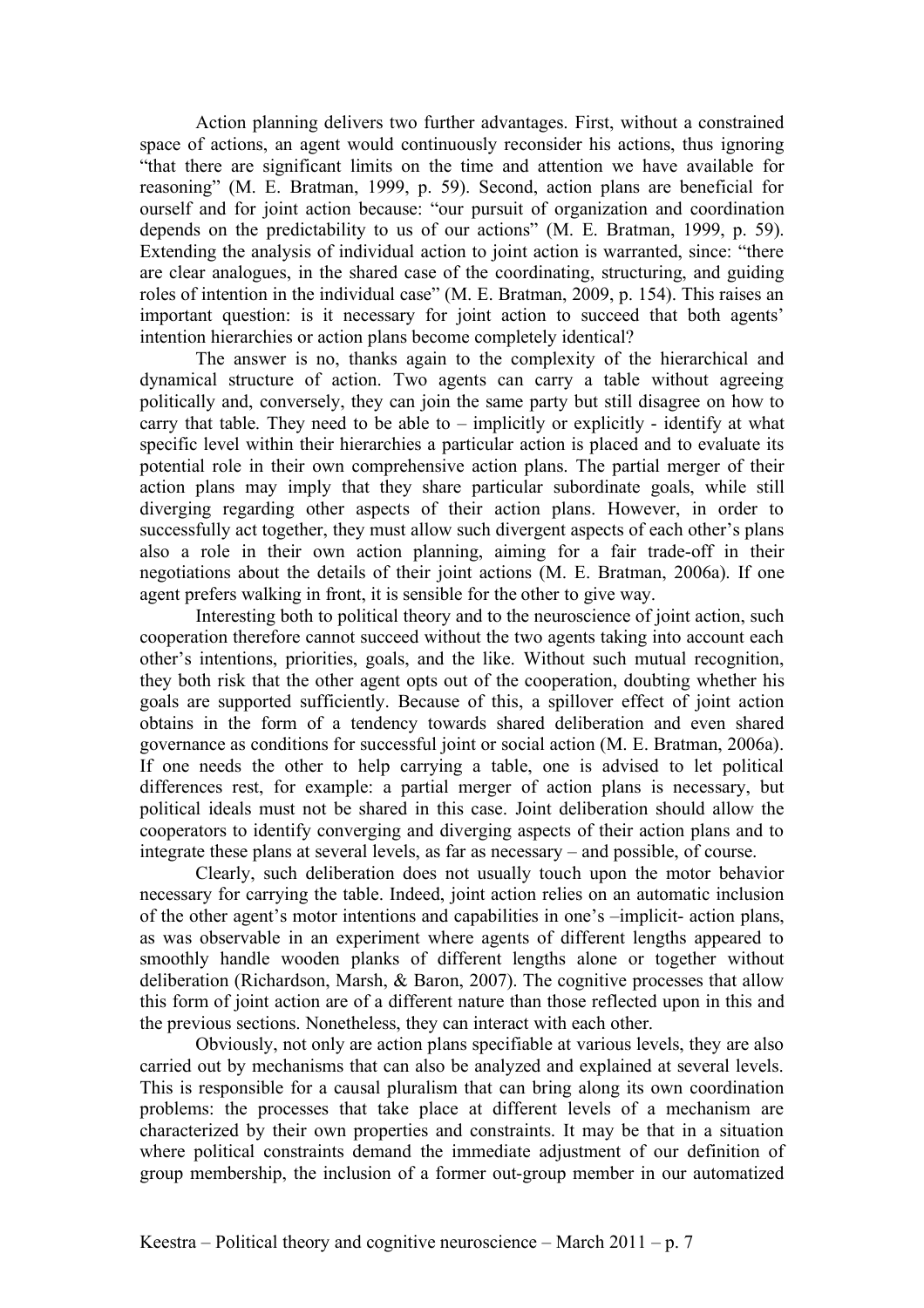Action planning delivers two further advantages. First, without a constrained space of actions, an agent would continuously reconsider his actions, thus ignoring "that there are significant limits on the time and attention we have available for reasoning" (M. E. Bratman, 1999, p. 59). Second, action plans are beneficial for ourself and for joint action because: "our pursuit of organization and coordination depends on the predictability to us of our actions" (M. E. Bratman, 1999, p. 59). Extending the analysis of individual action to joint action is warranted, since: "there are clear analogues, in the shared case of the coordinating, structuring, and guiding roles of intention in the individual case" (M. E. Bratman, 2009, p. 154). This raises an important question: is it necessary for joint action to succeed that both agents' intention hierarchies or action plans become completely identical?

The answer is no, thanks again to the complexity of the hierarchical and dynamical structure of action. Two agents can carry a table without agreeing politically and, conversely, they can join the same party but still disagree on how to carry that table. They need to be able to – implicitly or explicitly - identify at what specific level within their hierarchies a particular action is placed and to evaluate its potential role in their own comprehensive action plans. The partial merger of their action plans may imply that they share particular subordinate goals, while still diverging regarding other aspects of their action plans. However, in order to successfully act together, they must allow such divergent aspects of each other's plans also a role in their own action planning, aiming for a fair trade-off in their negotiations about the details of their joint actions (M. E. Bratman, 2006a). If one agent prefers walking in front, it is sensible for the other to give way.

Interesting both to political theory and to the neuroscience of joint action, such cooperation therefore cannot succeed without the two agents taking into account each other's intentions, priorities, goals, and the like. Without such mutual recognition, they both risk that the other agent opts out of the cooperation, doubting whether his goals are supported sufficiently. Because of this, a spillover effect of joint action obtains in the form of a tendency towards shared deliberation and even shared governance as conditions for successful joint or social action (M. E. Bratman, 2006a). If one needs the other to help carrying a table, one is advised to let political differences rest, for example: a partial merger of action plans is necessary, but political ideals must not be shared in this case. Joint deliberation should allow the cooperators to identify converging and diverging aspects of their action plans and to integrate these plans at several levels, as far as necessary – and possible, of course.

Clearly, such deliberation does not usually touch upon the motor behavior necessary for carrying the table. Indeed, joint action relies on an automatic inclusion of the other agent's motor intentions and capabilities in one's –implicit- action plans, as was observable in an experiment where agents of different lengths appeared to smoothly handle wooden planks of different lengths alone or together without deliberation (Richardson, Marsh, & Baron, 2007). The cognitive processes that allow this form of joint action are of a different nature than those reflected upon in this and the previous sections. Nonetheless, they can interact with each other.

Obviously, not only are action plans specifiable at various levels, they are also carried out by mechanisms that can also be analyzed and explained at several levels. This is responsible for a causal pluralism that can bring along its own coordination problems: the processes that take place at different levels of a mechanism are characterized by their own properties and constraints. It may be that in a situation where political constraints demand the immediate adjustment of our definition of group membership, the inclusion of a former out-group member in our automatized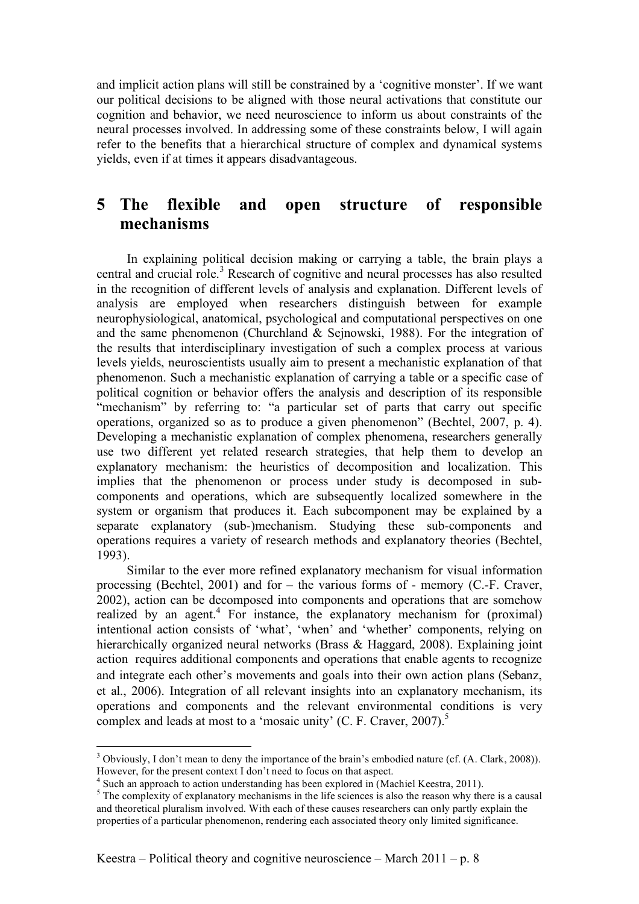and implicit action plans will still be constrained by a 'cognitive monster'. If we want our political decisions to be aligned with those neural activations that constitute our cognition and behavior, we need neuroscience to inform us about constraints of the neural processes involved. In addressing some of these constraints below, I will again refer to the benefits that a hierarchical structure of complex and dynamical systems yields, even if at times it appears disadvantageous.

# 5 The flexible and open structure of responsible mechanisms

In explaining political decision making or carrying a table, the brain plays a central and crucial role.[3] Research of cognitive and neural processes has also resulted in the recognition of different levels of analysis and explanation. Different levels of analysis are employed when researchers distinguish between for example neurophysiological, anatomical, psychological and computational perspectives on one and the same phenomenon (Churchland & Sejnowski, 1988). For the integration of the results that interdisciplinary investigation of such a complex process at various levels yields, neuroscientists usually aim to present a mechanistic explanation of that phenomenon. Such a mechanistic explanation of carrying a table or a specific case of political cognition or behavior offers the analysis and description of its responsible "mechanism" by referring to: "a particular set of parts that carry out specific operations, organized so as to produce a given phenomenon" (Bechtel, 2007, p. 4). Developing a mechanistic explanation of complex phenomena, researchers generally use two different yet related research strategies, that help them to develop an explanatory mechanism: the heuristics of decomposition and localization. This implies that the phenomenon or process under study is decomposed in sub-components and operations, which are subsequently localized somewhere in the system or organism that produces it. Each subcomponent may be explained by a separate explanatory (sub-)mechanism. Studying these sub-components and operations requires a variety of research methods and explanatory theories (Bechtel, 1993).

Similar to the ever more refined explanatory mechanism for visual information processing (Bechtel, 2001) and for – the various forms of - memory (C.-F. Craver, 2002), action can be decomposed into components and operations that are somehow realized by an agent.[4] For instance, the explanatory mechanism for (proximal) intentional action consists of 'what', 'when' and 'whether' components, relying on hierarchically organized neural networks (Brass & Haggard, 2008). Explaining joint action requires additional components and operations that enable agents to recognize and integrate each other's movements and goals into their own action plans (Sebanz, et al., 2006). Integration of all relevant insights into an explanatory mechanism, its operations and components and the relevant environmental conditions is very complex and leads at most to a 'mosaic unity' (C. F. Craver, 2007).[5]

---

[3] Obviously, I don't mean to deny the importance of the brain's embodied nature (cf. (A. Clark, 2008)). However, for the present context I don't need to focus on that aspect.

[4] Such an approach to action understanding has been explored in (Machiel Keestra, 2011).

[5] The complexity of explanatory mechanisms in the life sciences is also the reason why there is a causal and theoretical pluralism involved. With each of these causes researchers can only partly explain the properties of a particular phenomenon, rendering each associated theory only limited significance.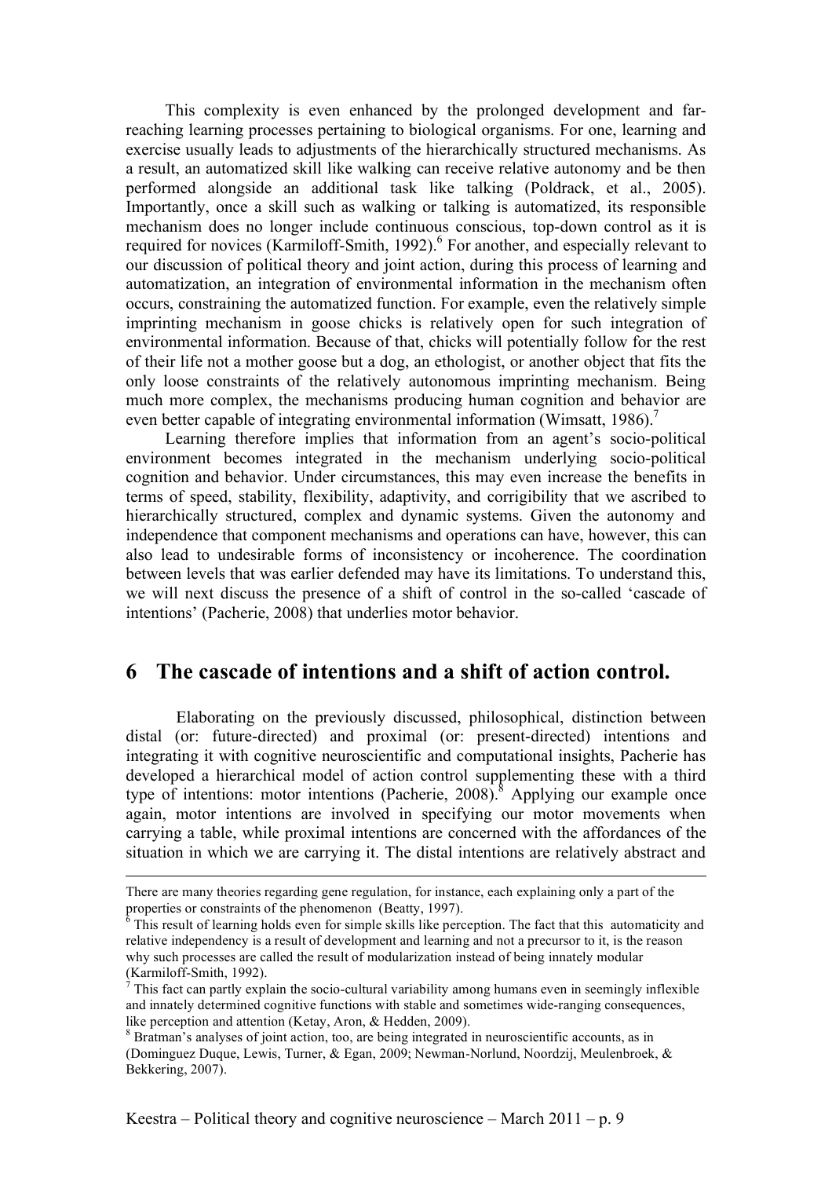This complexity is even enhanced by the prolonged development and far-reaching learning processes pertaining to biological organisms. For one, learning and exercise usually leads to adjustments of the hierarchically structured mechanisms. As a result, an automatized skill like walking can receive relative autonomy and be then performed alongside an additional task like talking (Poldrack, et al., 2005). Importantly, once a skill such as walking or talking is automatized, its responsible mechanism does no longer include continuous conscious, top-down control as it is required for novices (Karmiloff-Smith, 1992).[6] For another, and especially relevant to our discussion of political theory and joint action, during this process of learning and automatization, an integration of environmental information in the mechanism often occurs, constraining the automatized function. For example, even the relatively simple imprinting mechanism in goose chicks is relatively open for such integration of environmental information. Because of that, chicks will potentially follow for the rest of their life not a mother goose but a dog, an ethologist, or another object that fits the only loose constraints of the relatively autonomous imprinting mechanism. Being much more complex, the mechanisms producing human cognition and behavior are even better capable of integrating environmental information (Wimsatt, 1986).[7]

Learning therefore implies that information from an agent's socio-political environment becomes integrated in the mechanism underlying socio-political cognition and behavior. Under circumstances, this may even increase the benefits in terms of speed, stability, flexibility, adaptivity, and corrigibility that we ascribed to hierarchically structured, complex and dynamic systems. Given the autonomy and independence that component mechanisms and operations can have, however, this can also lead to undesirable forms of inconsistency or incoherence. The coordination between levels that was earlier defended may have its limitations. To understand this, we will next discuss the presence of a shift of control in the so-called 'cascade of intentions' (Pacherie, 2008) that underlies motor behavior.

## 6 The cascade of intentions and a shift of action control.

Elaborating on the previously discussed, philosophical, distinction between distal (or: future-directed) and proximal (or: present-directed) intentions and integrating it with cognitive neuroscientific and computational insights, Pacherie has developed a hierarchical model of action control supplementing these with a third type of intentions: motor intentions (Pacherie, 2008).[8] Applying our example once again, motor intentions are involved in specifying our motor movements when carrying a table, while proximal intentions are concerned with the affordances of the situation in which we are carrying it. The distal intentions are relatively abstract and

---

There are many theories regarding gene regulation, for instance, each explaining only a part of the properties or constraints of the phenomenon (Beatty, 1997).

[6] This result of learning holds even for simple skills like perception. The fact that this automaticity and relative independency is a result of development and learning and not a precursor to it, is the reason why such processes are called the result of modularization instead of being innately modular (Karmiloff-Smith, 1992).

[7] This fact can partly explain the socio-cultural variability among humans even in seemingly inflexible and innately determined cognitive functions with stable and sometimes wide-ranging consequences, like perception and attention (Ketay, Aron, & Hedden, 2009).

[8] Bratman's analyses of joint action, too, are being integrated in neuroscientific accounts, as in (Dominguez Duque, Lewis, Turner, & Egan, 2009; Newman-Norlund, Noordzij, Meulenbroek, & Bekkering, 2007).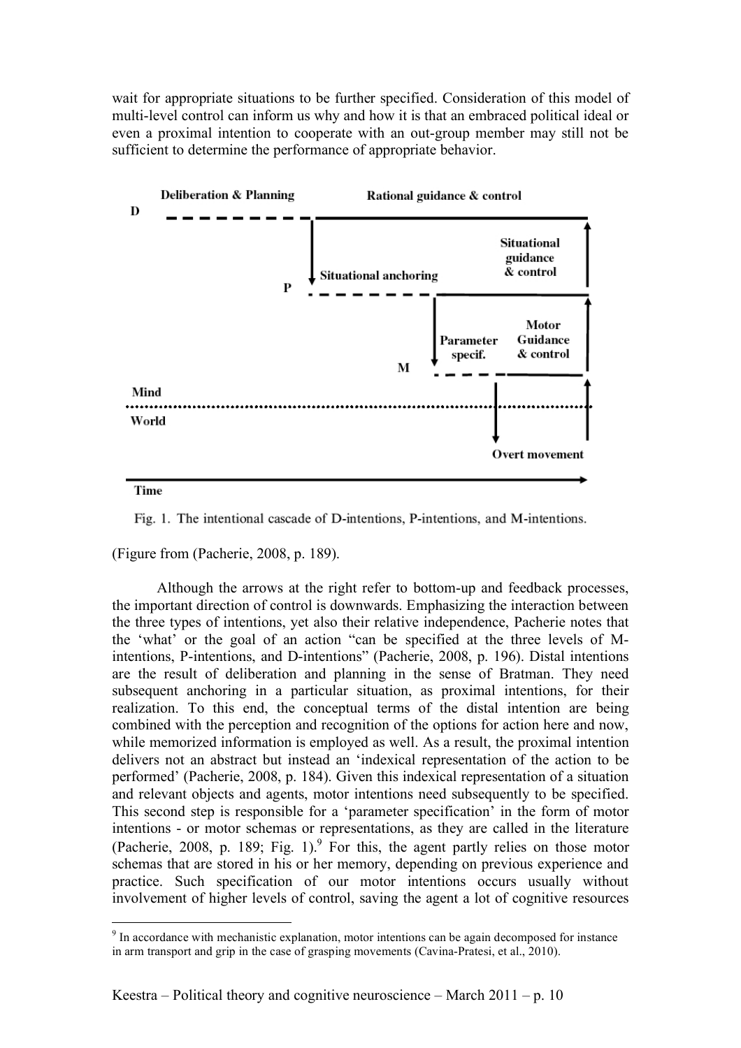wait for appropriate situations to be further specified. Consideration of this model of multi-level control can inform us why and how it is that an embraced political ideal or even a proximal intention to cooperate with an out-group member may still not be sufficient to determine the performance of appropriate behavior.

Deliberation & Planning

Rational guidance & control

D

Situational guidance & control

Situational anchoring

P

Motor Guidance & control

Parameter specif.

M

Mind

World

Overt movement

Time

Fig. 1. The intentional cascade of D-intentions, P-intentions, and M-intentions.

(Figure from (Pacherie, 2008, p. 189).

Although the arrows at the right refer to bottom-up and feedback processes, the important direction of control is downwards. Emphasizing the interaction between the three types of intentions, yet also their relative independence, Pacherie notes that the 'what' or the goal of an action "can be specified at the three levels of M-intentions, P-intentions, and D-intentions" (Pacherie, 2008, p. 196). Distal intentions are the result of deliberation and planning in the sense of Bratman. They need subsequent anchoring in a particular situation, as proximal intentions, for their realization. To this end, the conceptual terms of the distal intention are being combined with the perception and recognition of the options for action here and now, while memorized information is employed as well. As a result, the proximal intention delivers not an abstract but instead an 'indexical representation of the action to be performed' (Pacherie, 2008, p. 184). Given this indexical representation of a situation and relevant objects and agents, motor intentions need subsequently to be specified. This second step is responsible for a 'parameter specification' in the form of motor intentions - or motor schemas or representations, as they are called in the literature (Pacherie, 2008, p. 189; Fig. 1).[9] For this, the agent partly relies on those motor schemas that are stored in his or her memory, depending on previous experience and practice. Such specification of our motor intentions occurs usually without involvement of higher levels of control, saving the agent a lot of cognitive resources

[9] In accordance with mechanistic explanation, motor intentions can be again decomposed for instance in arm transport and grip in the case of grasping movements (Cavina-Pratesi, et al., 2010).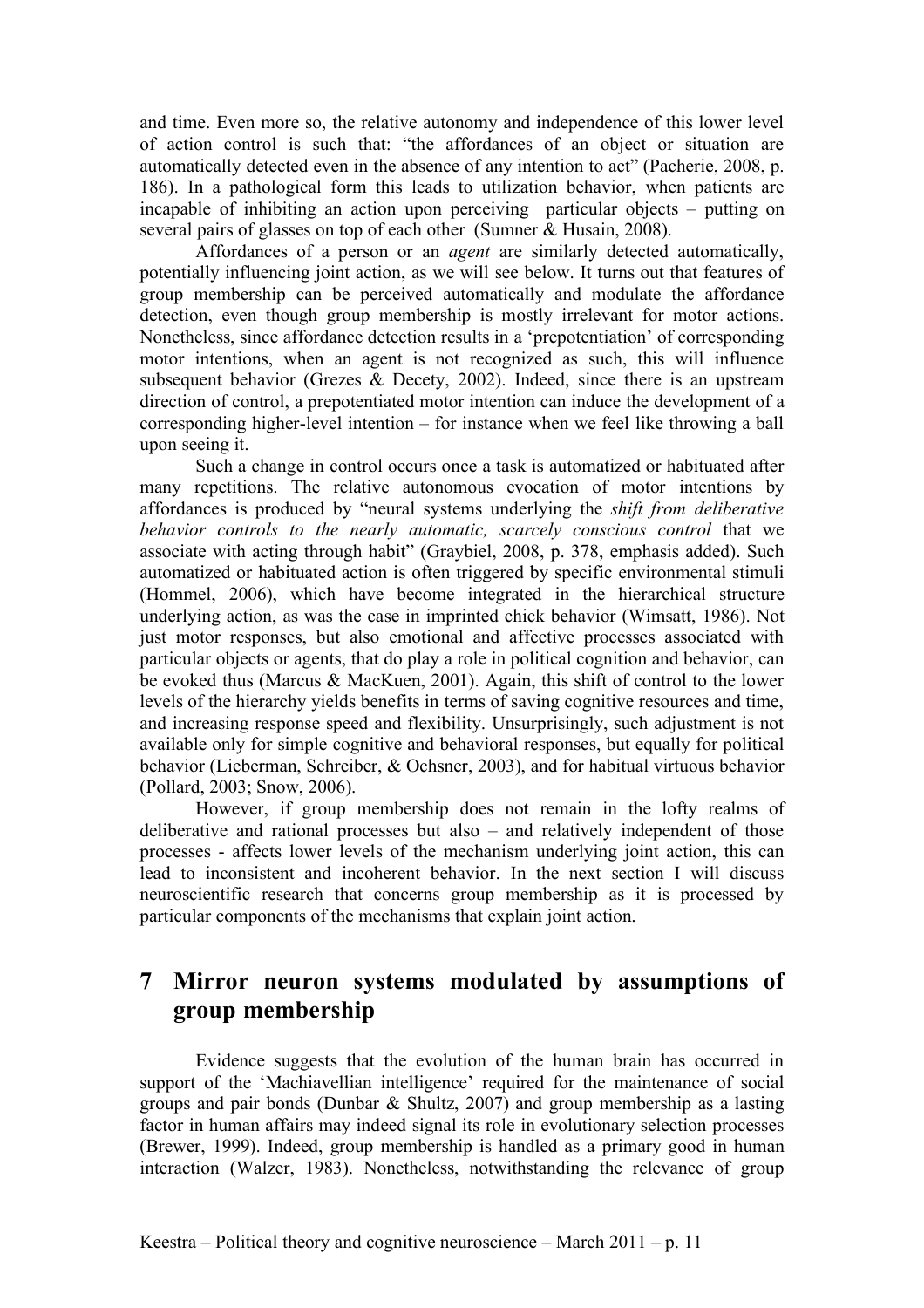and time. Even more so, the relative autonomy and independence of this lower level of action control is such that: "the affordances of an object or situation are automatically detected even in the absence of any intention to act" (Pacherie, 2008, p. 186). In a pathological form this leads to utilization behavior, when patients are incapable of inhibiting an action upon perceiving particular objects – putting on several pairs of glasses on top of each other (Sumner & Husain, 2008).

Affordances of a person or an *agent* are similarly detected automatically, potentially influencing joint action, as we will see below. It turns out that features of group membership can be perceived automatically and modulate the affordance detection, even though group membership is mostly irrelevant for motor actions. Nonetheless, since affordance detection results in a 'prepotentiation' of corresponding motor intentions, when an agent is not recognized as such, this will influence subsequent behavior (Grezes & Decety, 2002). Indeed, since there is an upstream direction of control, a prepotentiated motor intention can induce the development of a corresponding higher-level intention – for instance when we feel like throwing a ball upon seeing it.

Such a change in control occurs once a task is automatized or habituated after many repetitions. The relative autonomous evocation of motor intentions by affordances is produced by "neural systems underlying the *shift from deliberative behavior controls to the nearly automatic, scarcely conscious control* that we associate with acting through habit" (Graybiel, 2008, p. 378, emphasis added). Such automatized or habituated action is often triggered by specific environmental stimuli (Hommel, 2006), which have become integrated in the hierarchical structure underlying action, as was the case in imprinted chick behavior (Wimsatt, 1986). Not just motor responses, but also emotional and affective processes associated with particular objects or agents, that do play a role in political cognition and behavior, can be evoked thus (Marcus & MacKuen, 2001). Again, this shift of control to the lower levels of the hierarchy yields benefits in terms of saving cognitive resources and time, and increasing response speed and flexibility. Unsurprisingly, such adjustment is not available only for simple cognitive and behavioral responses, but equally for political behavior (Lieberman, Schreiber, & Ochsner, 2003), and for habitual virtuous behavior (Pollard, 2003; Snow, 2006).

However, if group membership does not remain in the lofty realms of deliberative and rational processes but also – and relatively independent of those processes - affects lower levels of the mechanism underlying joint action, this can lead to inconsistent and incoherent behavior. In the next section I will discuss neuroscientific research that concerns group membership as it is processed by particular components of the mechanisms that explain joint action.

# 7 Mirror neuron systems modulated by assumptions of group membership

Evidence suggests that the evolution of the human brain has occurred in support of the 'Machiavellian intelligence' required for the maintenance of social groups and pair bonds (Dunbar & Shultz, 2007) and group membership as a lasting factor in human affairs may indeed signal its role in evolutionary selection processes (Brewer, 1999). Indeed, group membership is handled as a primary good in human interaction (Walzer, 1983). Nonetheless, notwithstanding the relevance of group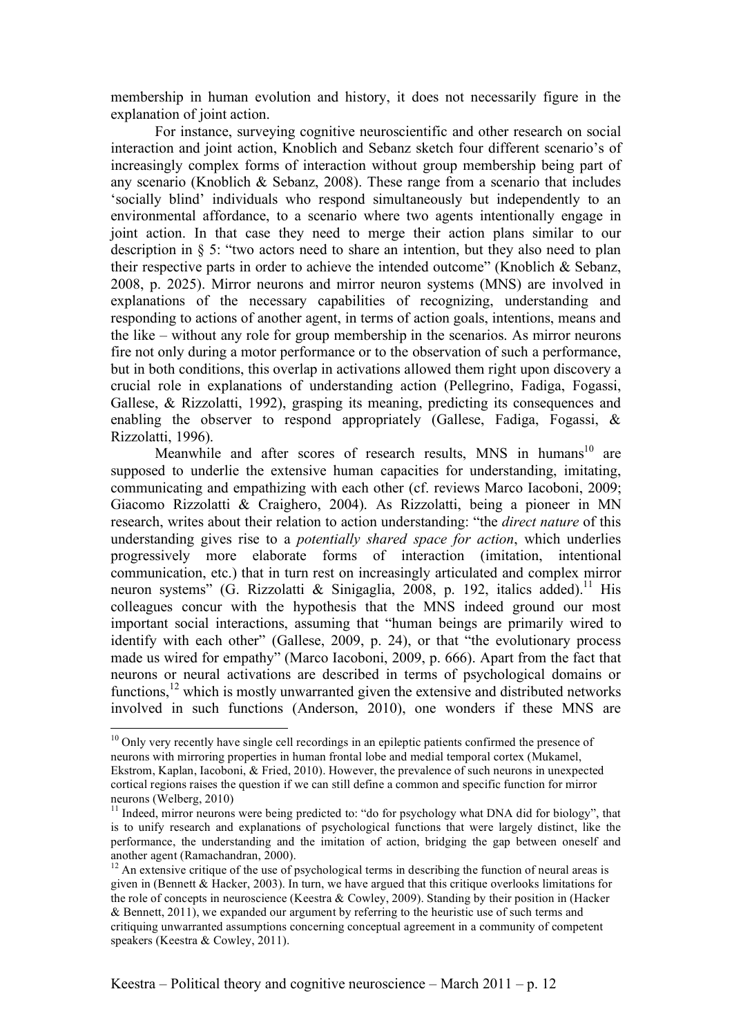membership in human evolution and history, it does not necessarily figure in the explanation of joint action.

For instance, surveying cognitive neuroscientific and other research on social interaction and joint action, Knoblich and Sebanz sketch four different scenario's of increasingly complex forms of interaction without group membership being part of any scenario (Knoblich & Sebanz, 2008). These range from a scenario that includes 'socially blind' individuals who respond simultaneously but independently to an environmental affordance, to a scenario where two agents intentionally engage in joint action. In that case they need to merge their action plans similar to our description in § 5: "two actors need to share an intention, but they also need to plan their respective parts in order to achieve the intended outcome" (Knoblich & Sebanz, 2008, p. 2025). Mirror neurons and mirror neuron systems (MNS) are involved in explanations of the necessary capabilities of recognizing, understanding and responding to actions of another agent, in terms of action goals, intentions, means and the like – without any role for group membership in the scenarios. As mirror neurons fire not only during a motor performance or to the observation of such a performance, but in both conditions, this overlap in activations allowed them right upon discovery a crucial role in explanations of understanding action (Pellegrino, Fadiga, Fogassi, Gallese, & Rizzolatti, 1992), grasping its meaning, predicting its consequences and enabling the observer to respond appropriately (Gallese, Fadiga, Fogassi, & Rizzolatti, 1996).

Meanwhile and after scores of research results, MNS in humans[10] are supposed to underlie the extensive human capacities for understanding, imitating, communicating and empathizing with each other (cf. reviews Marco Iacoboni, 2009; Giacomo Rizzolatti & Craighero, 2004). As Rizzolatti, being a pioneer in MN research, writes about their relation to action understanding: "the *direct nature* of this understanding gives rise to a *potentially shared space for action*, which underlies progressively more elaborate forms of interaction (imitation, intentional communication, etc.) that in turn rest on increasingly articulated and complex mirror neuron systems" (G. Rizzolatti & Sinigaglia, 2008, p. 192, italics added).[11] His colleagues concur with the hypothesis that the MNS indeed ground our most important social interactions, assuming that "human beings are primarily wired to identify with each other" (Gallese, 2009, p. 24), or that "the evolutionary process made us wired for empathy" (Marco Iacoboni, 2009, p. 666). Apart from the fact that neurons or neural activations are described in terms of psychological domains or functions,[12] which is mostly unwarranted given the extensive and distributed networks involved in such functions (Anderson, 2010), one wonders if these MNS are

---

[10] Only very recently have single cell recordings in an epileptic patients confirmed the presence of neurons with mirroring properties in human frontal lobe and medial temporal cortex (Mukamel, Ekstrom, Kaplan, Iacoboni, & Fried, 2010). However, the prevalence of such neurons in unexpected cortical regions raises the question if we can still define a common and specific function for mirror neurons (Welberg, 2010)

[11] Indeed, mirror neurons were being predicted to: "do for psychology what DNA did for biology", that is to unify research and explanations of psychological functions that were largely distinct, like the performance, the understanding and the imitation of action, bridging the gap between oneself and another agent (Ramachandran, 2000).

[12] An extensive critique of the use of psychological terms in describing the function of neural areas is given in (Bennett & Hacker, 2003). In turn, we have argued that this critique overlooks limitations for the role of concepts in neuroscience (Keestra & Cowley, 2009). Standing by their position in (Hacker & Bennett, 2011), we expanded our argument by referring to the heuristic use of such terms and critiquing unwarranted assumptions concerning conceptual agreement in a community of competent speakers (Keestra & Cowley, 2011).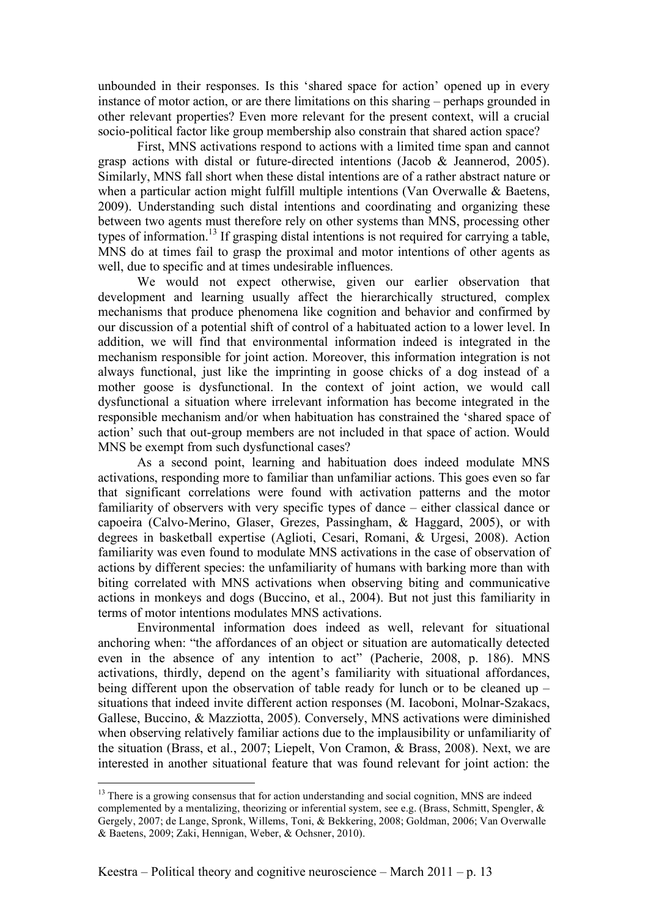unbounded in their responses. Is this 'shared space for action' opened up in every instance of motor action, or are there limitations on this sharing – perhaps grounded in other relevant properties? Even more relevant for the present context, will a crucial socio-political factor like group membership also constrain that shared action space?

First, MNS activations respond to actions with a limited time span and cannot grasp actions with distal or future-directed intentions (Jacob & Jeannerod, 2005). Similarly, MNS fall short when these distal intentions are of a rather abstract nature or when a particular action might fulfill multiple intentions (Van Overwalle & Baetens, 2009). Understanding such distal intentions and coordinating and organizing these between two agents must therefore rely on other systems than MNS, processing other types of information.[13] If grasping distal intentions is not required for carrying a table, MNS do at times fail to grasp the proximal and motor intentions of other agents as well, due to specific and at times undesirable influences.

We would not expect otherwise, given our earlier observation that development and learning usually affect the hierarchically structured, complex mechanisms that produce phenomena like cognition and behavior and confirmed by our discussion of a potential shift of control of a habituated action to a lower level. In addition, we will find that environmental information indeed is integrated in the mechanism responsible for joint action. Moreover, this information integration is not always functional, just like the imprinting in goose chicks of a dog instead of a mother goose is dysfunctional. In the context of joint action, we would call dysfunctional a situation where irrelevant information has become integrated in the responsible mechanism and/or when habituation has constrained the 'shared space of action' such that out-group members are not included in that space of action. Would MNS be exempt from such dysfunctional cases?

As a second point, learning and habituation does indeed modulate MNS activations, responding more to familiar than unfamiliar actions. This goes even so far that significant correlations were found with activation patterns and the motor familiarity of observers with very specific types of dance – either classical dance or capoeira (Calvo-Merino, Glaser, Grezes, Passingham, & Haggard, 2005), or with degrees in basketball expertise (Aglioti, Cesari, Romani, & Urgesi, 2008). Action familiarity was even found to modulate MNS activations in the case of observation of actions by different species: the unfamiliarity of humans with barking more than with biting correlated with MNS activations when observing biting and communicative actions in monkeys and dogs (Buccino, et al., 2004). But not just this familiarity in terms of motor intentions modulates MNS activations.

Environmental information does indeed as well, relevant for situational anchoring when: "the affordances of an object or situation are automatically detected even in the absence of any intention to act" (Pacherie, 2008, p. 186). MNS activations, thirdly, depend on the agent's familiarity with situational affordances, being different upon the observation of table ready for lunch or to be cleaned up – situations that indeed invite different action responses (M. Iacoboni, Molnar-Szakacs, Gallese, Buccino, & Mazziotta, 2005). Conversely, MNS activations were diminished when observing relatively familiar actions due to the implausibility or unfamiliarity of the situation (Brass, et al., 2007; Liepelt, Von Cramon, & Brass, 2008). Next, we are interested in another situational feature that was found relevant for joint action: the

[13] There is a growing consensus that for action understanding and social cognition, MNS are indeed complemented by a mentalizing, theorizing or inferential system, see e.g. (Brass, Schmitt, Spengler, & Gergely, 2007; de Lange, Spronk, Willems, Toni, & Bekkering, 2008; Goldman, 2006; Van Overwalle & Baetens, 2009; Zaki, Hennigan, Weber, & Ochsner, 2010).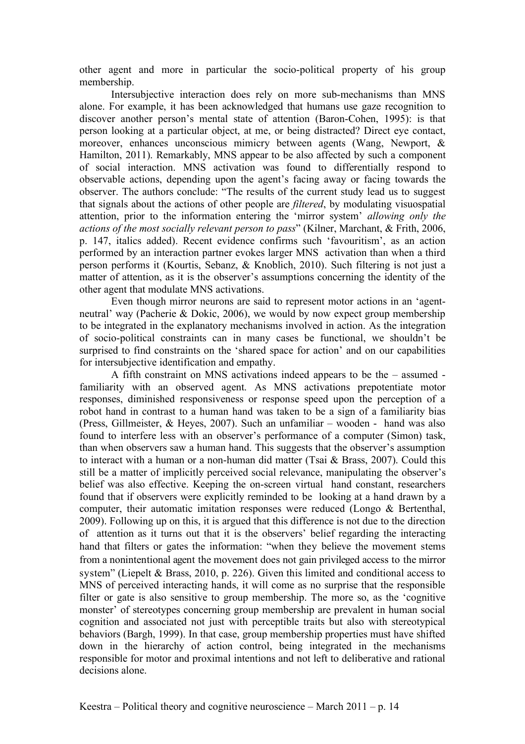other agent and more in particular the socio-political property of his group membership.

Intersubjective interaction does rely on more sub-mechanisms than MNS alone. For example, it has been acknowledged that humans use gaze recognition to discover another person's mental state of attention (Baron-Cohen, 1995): is that person looking at a particular object, at me, or being distracted? Direct eye contact, moreover, enhances unconscious mimicry between agents (Wang, Newport, & Hamilton, 2011). Remarkably, MNS appear to be also affected by such a component of social interaction. MNS activation was found to differentially respond to observable actions, depending upon the agent's facing away or facing towards the observer. The authors conclude: "The results of the current study lead us to suggest that signals about the actions of other people are *filtered*, by modulating visuospatial attention, prior to the information entering the 'mirror system' *allowing only the actions of the most socially relevant person to pass*" (Kilner, Marchant, & Frith, 2006, p. 147, italics added). Recent evidence confirms such 'favouritism', as an action performed by an interaction partner evokes larger MNS activation than when a third person performs it (Kourtis, Sebanz, & Knoblich, 2010). Such filtering is not just a matter of attention, as it is the observer's assumptions concerning the identity of the other agent that modulate MNS activations.

Even though mirror neurons are said to represent motor actions in an 'agent-neutral' way (Pacherie & Dokic, 2006), we would by now expect group membership to be integrated in the explanatory mechanisms involved in action. As the integration of socio-political constraints can in many cases be functional, we shouldn't be surprised to find constraints on the 'shared space for action' and on our capabilities for intersubjective identification and empathy.

A fifth constraint on MNS activations indeed appears to be the – assumed - familiarity with an observed agent. As MNS activations prepotentiate motor responses, diminished responsiveness or response speed upon the perception of a robot hand in contrast to a human hand was taken to be a sign of a familiarity bias (Press, Gillmeister, & Heyes, 2007). Such an unfamiliar – wooden - hand was also found to interfere less with an observer's performance of a computer (Simon) task, than when observers saw a human hand. This suggests that the observer's assumption to interact with a human or a non-human did matter (Tsai & Brass, 2007). Could this still be a matter of implicitly perceived social relevance, manipulating the observer's belief was also effective. Keeping the on-screen virtual hand constant, researchers found that if observers were explicitly reminded to be looking at a hand drawn by a computer, their automatic imitation responses were reduced (Longo & Bertenthal, 2009). Following up on this, it is argued that this difference is not due to the direction of attention as it turns out that it is the observers' belief regarding the interacting hand that filters or gates the information: "when they believe the movement stems from a nonintentional agent the movement does not gain privileged access to the mirror system" (Liepelt & Brass, 2010, p. 226). Given this limited and conditional access to MNS of perceived interacting hands, it will come as no surprise that the responsible filter or gate is also sensitive to group membership. The more so, as the 'cognitive monster' of stereotypes concerning group membership are prevalent in human social cognition and associated not just with perceptible traits but also with stereotypical behaviors (Bargh, 1999). In that case, group membership properties must have shifted down in the hierarchy of action control, being integrated in the mechanisms responsible for motor and proximal intentions and not left to deliberative and rational decisions alone.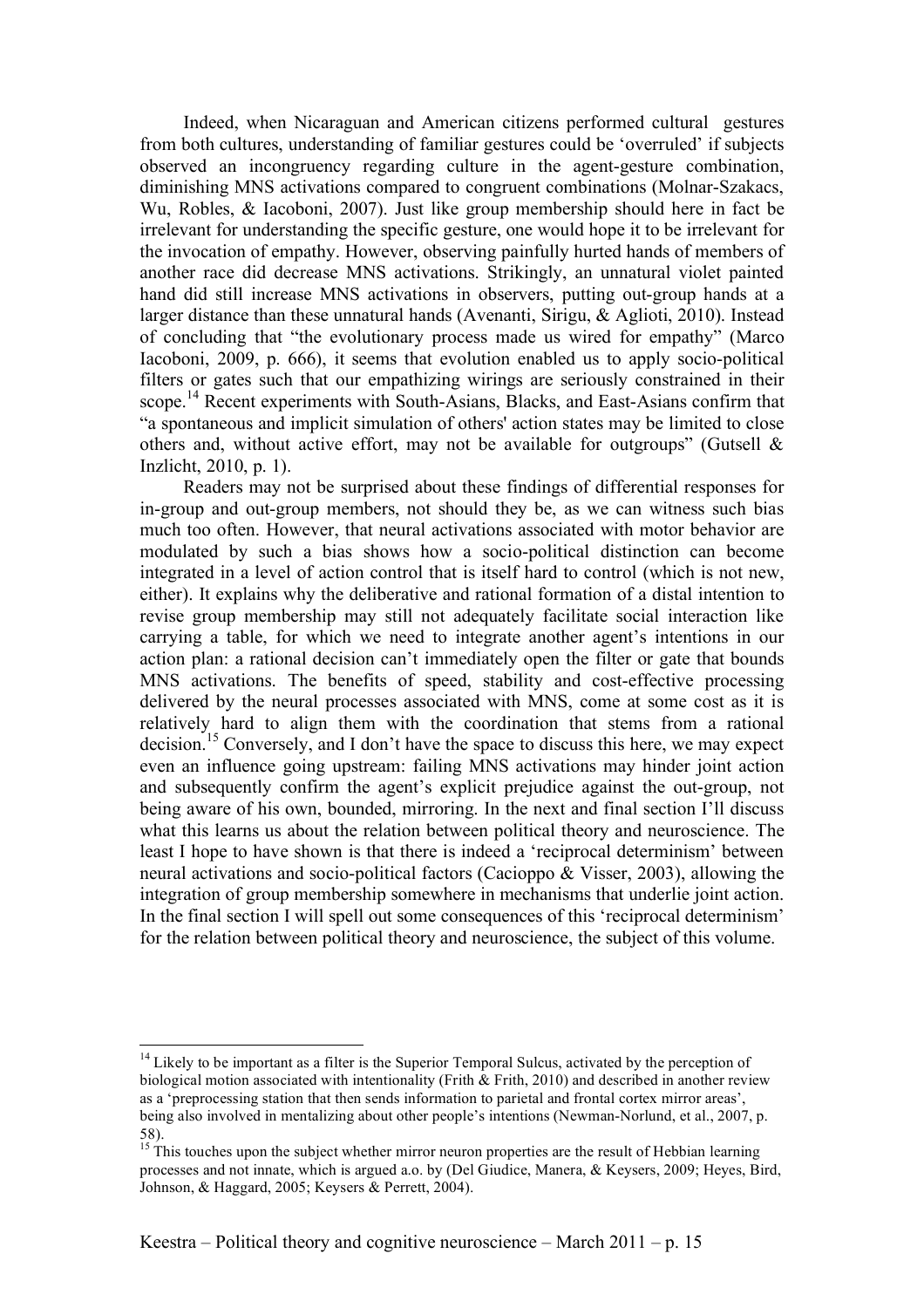Indeed, when Nicaraguan and American citizens performed cultural gestures from both cultures, understanding of familiar gestures could be 'overruled' if subjects observed an incongruency regarding culture in the agent-gesture combination, diminishing MNS activations compared to congruent combinations (Molnar-Szakacs, Wu, Robles, & Iacoboni, 2007). Just like group membership should here in fact be irrelevant for understanding the specific gesture, one would hope it to be irrelevant for the invocation of empathy. However, observing painfully hurted hands of members of another race did decrease MNS activations. Strikingly, an unnatural violet painted hand did still increase MNS activations in observers, putting out-group hands at a larger distance than these unnatural hands (Avenanti, Sirigu, & Aglioti, 2010). Instead of concluding that "the evolutionary process made us wired for empathy" (Marco Iacoboni, 2009, p. 666), it seems that evolution enabled us to apply socio-political filters or gates such that our empathizing wirings are seriously constrained in their scope.[14] Recent experiments with South-Asians, Blacks, and East-Asians confirm that "a spontaneous and implicit simulation of others' action states may be limited to close others and, without active effort, may not be available for outgroups" (Gutsell & Inzlicht, 2010, p. 1).

Readers may not be surprised about these findings of differential responses for in-group and out-group members, not should they be, as we can witness such bias much too often. However, that neural activations associated with motor behavior are modulated by such a bias shows how a socio-political distinction can become integrated in a level of action control that is itself hard to control (which is not new, either). It explains why the deliberative and rational formation of a distal intention to revise group membership may still not adequately facilitate social interaction like carrying a table, for which we need to integrate another agent's intentions in our action plan: a rational decision can't immediately open the filter or gate that bounds MNS activations. The benefits of speed, stability and cost-effective processing delivered by the neural processes associated with MNS, come at some cost as it is relatively hard to align them with the coordination that stems from a rational decision.[15] Conversely, and I don't have the space to discuss this here, we may expect even an influence going upstream: failing MNS activations may hinder joint action and subsequently confirm the agent's explicit prejudice against the out-group, not being aware of his own, bounded, mirroring. In the next and final section I'll discuss what this learns us about the relation between political theory and neuroscience. The least I hope to have shown is that there is indeed a 'reciprocal determinism' between neural activations and socio-political factors (Cacioppo & Visser, 2003), allowing the integration of group membership somewhere in mechanisms that underlie joint action. In the final section I will spell out some consequences of this 'reciprocal determinism' for the relation between political theory and neuroscience, the subject of this volume.

---

[14] Likely to be important as a filter is the Superior Temporal Sulcus, activated by the perception of biological motion associated with intentionality (Frith & Frith, 2010) and described in another review as a 'preprocessing station that then sends information to parietal and frontal cortex mirror areas', being also involved in mentalizing about other people's intentions (Newman-Norlund, et al., 2007, p. 58).

[15] This touches upon the subject whether mirror neuron properties are the result of Hebbian learning processes and not innate, which is argued a.o. by (Del Giudice, Manera, & Keysers, 2009; Heyes, Bird, Johnson, & Haggard, 2005; Keysers & Perrett, 2004).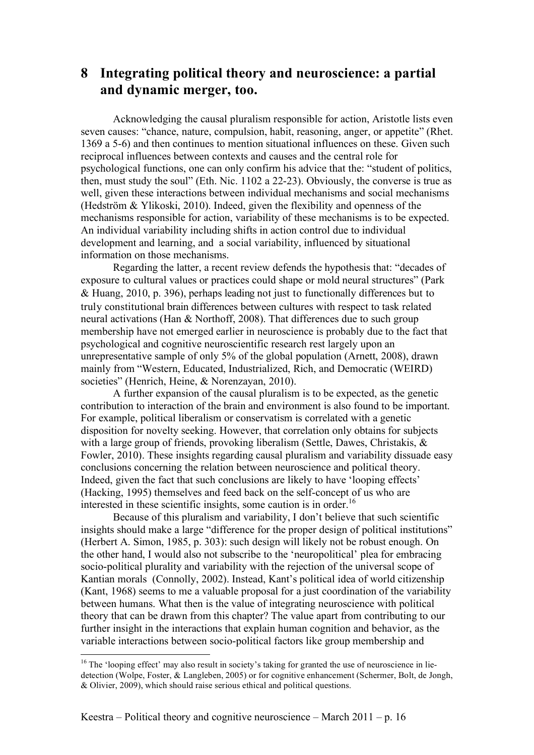# 8 Integrating political theory and neuroscience: a partial and dynamic merger, too.

Acknowledging the causal pluralism responsible for action, Aristotle lists even seven causes: "chance, nature, compulsion, habit, reasoning, anger, or appetite" (Rhet. 1369 a 5-6) and then continues to mention situational influences on these. Given such reciprocal influences between contexts and causes and the central role for psychological functions, one can only confirm his advice that the: "student of politics, then, must study the soul" (Eth. Nic. 1102 a 22-23). Obviously, the converse is true as well, given these interactions between individual mechanisms and social mechanisms (Hedström & Ylikoski, 2010). Indeed, given the flexibility and openness of the mechanisms responsible for action, variability of these mechanisms is to be expected. An individual variability including shifts in action control due to individual development and learning, and a social variability, influenced by situational information on those mechanisms.

Regarding the latter, a recent review defends the hypothesis that: "decades of exposure to cultural values or practices could shape or mold neural structures" (Park & Huang, 2010, p. 396), perhaps leading not just to functionally differences but to truly constitutional brain differences between cultures with respect to task related neural activations (Han & Northoff, 2008). That differences due to such group membership have not emerged earlier in neuroscience is probably due to the fact that psychological and cognitive neuroscientific research rest largely upon an unrepresentative sample of only 5% of the global population (Arnett, 2008), drawn mainly from "Western, Educated, Industrialized, Rich, and Democratic (WEIRD) societies" (Henrich, Heine, & Norenzayan, 2010).

A further expansion of the causal pluralism is to be expected, as the genetic contribution to interaction of the brain and environment is also found to be important. For example, political liberalism or conservatism is correlated with a genetic disposition for novelty seeking. However, that correlation only obtains for subjects with a large group of friends, provoking liberalism (Settle, Dawes, Christakis, & Fowler, 2010). These insights regarding causal pluralism and variability dissuade easy conclusions concerning the relation between neuroscience and political theory. Indeed, given the fact that such conclusions are likely to have 'looping effects' (Hacking, 1995) themselves and feed back on the self-concept of us who are interested in these scientific insights, some caution is in order.[16]

Because of this pluralism and variability, I don't believe that such scientific insights should make a large "difference for the proper design of political institutions" (Herbert A. Simon, 1985, p. 303): such design will likely not be robust enough. On the other hand, I would also not subscribe to the 'neuropolitical' plea for embracing socio-political plurality and variability with the rejection of the universal scope of Kantian morals (Connolly, 2002). Instead, Kant's political idea of world citizenship (Kant, 1968) seems to me a valuable proposal for a just coordination of the variability between humans. What then is the value of integrating neuroscience with political theory that can be drawn from this chapter? The value apart from contributing to our further insight in the interactions that explain human cognition and behavior, as the variable interactions between socio-political factors like group membership and

[16] The 'looping effect' may also result in society's taking for granted the use of neuroscience in lie-detection (Wolpe, Foster, & Langleben, 2005) or for cognitive enhancement (Schermer, Bolt, de Jongh, & Olivier, 2009), which should raise serious ethical and political questions.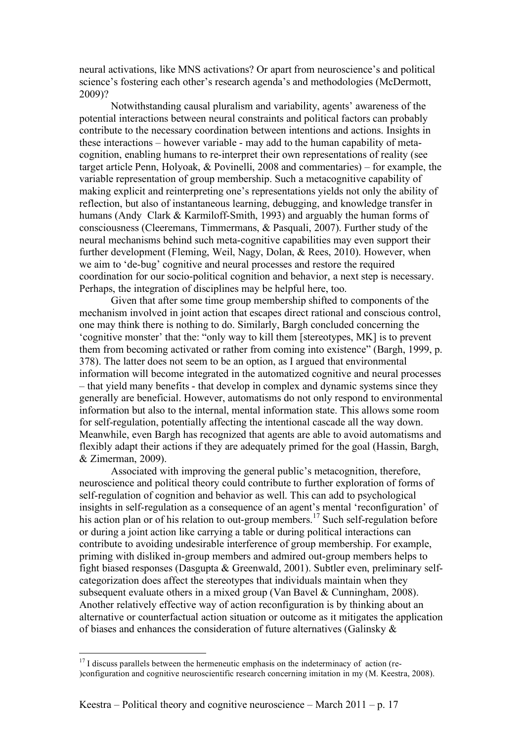neural activations, like MNS activations? Or apart from neuroscience's and political science's fostering each other's research agenda's and methodologies (McDermott, 2009)?

Notwithstanding causal pluralism and variability, agents' awareness of the potential interactions between neural constraints and political factors can probably contribute to the necessary coordination between intentions and actions. Insights in these interactions – however variable - may add to the human capability of meta-cognition, enabling humans to re-interpret their own representations of reality (see target article Penn, Holyoak, & Povinelli, 2008 and commentaries) – for example, the variable representation of group membership. Such a metacognitive capability of making explicit and reinterpreting one's representations yields not only the ability of reflection, but also of instantaneous learning, debugging, and knowledge transfer in humans (Andy Clark & Karmiloff-Smith, 1993) and arguably the human forms of consciousness (Cleeremans, Timmermans, & Pasquali, 2007). Further study of the neural mechanisms behind such meta-cognitive capabilities may even support their further development (Fleming, Weil, Nagy, Dolan, & Rees, 2010). However, when we aim to 'de-bug' cognitive and neural processes and restore the required coordination for our socio-political cognition and behavior, a next step is necessary. Perhaps, the integration of disciplines may be helpful here, too.

Given that after some time group membership shifted to components of the mechanism involved in joint action that escapes direct rational and conscious control, one may think there is nothing to do. Similarly, Bargh concluded concerning the 'cognitive monster' that the: "only way to kill them [stereotypes, MK] is to prevent them from becoming activated or rather from coming into existence" (Bargh, 1999, p. 378). The latter does not seem to be an option, as I argued that environmental information will become integrated in the automatized cognitive and neural processes – that yield many benefits - that develop in complex and dynamic systems since they generally are beneficial. However, automatisms do not only respond to environmental information but also to the internal, mental information state. This allows some room for self-regulation, potentially affecting the intentional cascade all the way down. Meanwhile, even Bargh has recognized that agents are able to avoid automatisms and flexibly adapt their actions if they are adequately primed for the goal (Hassin, Bargh, & Zimerman, 2009).

Associated with improving the general public's metacognition, therefore, neuroscience and political theory could contribute to further exploration of forms of self-regulation of cognition and behavior as well. This can add to psychological insights in self-regulation as a consequence of an agent's mental 'reconfiguration' of his action plan or of his relation to out-group members.[17] Such self-regulation before or during a joint action like carrying a table or during political interactions can contribute to avoiding undesirable interference of group membership. For example, priming with disliked in-group members and admired out-group members helps to fight biased responses (Dasgupta & Greenwald, 2001). Subtler even, preliminary self-categorization does affect the stereotypes that individuals maintain when they subsequent evaluate others in a mixed group (Van Bavel & Cunningham, 2008). Another relatively effective way of action reconfiguration is by thinking about an alternative or counterfactual action situation or outcome as it mitigates the application of biases and enhances the consideration of future alternatives (Galinsky &

[17] I discuss parallels between the hermeneutic emphasis on the indeterminacy of action (re-)configuration and cognitive neuroscientific research concerning imitation in my (M. Keestra, 2008).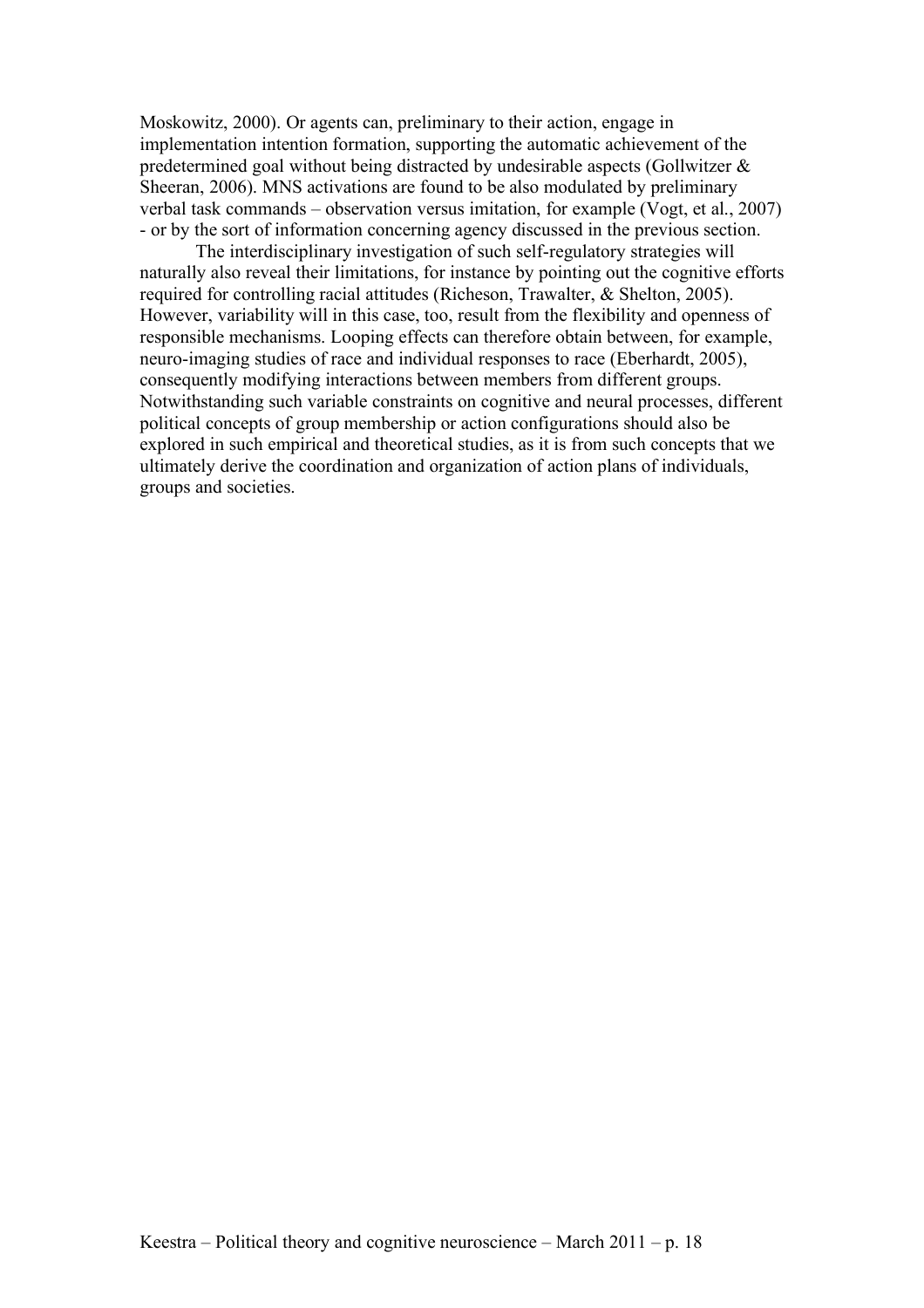Moskowitz, 2000). Or agents can, preliminary to their action, engage in implementation intention formation, supporting the automatic achievement of the predetermined goal without being distracted by undesirable aspects (Gollwitzer & Sheeran, 2006). MNS activations are found to be also modulated by preliminary verbal task commands – observation versus imitation, for example (Vogt, et al., 2007) - or by the sort of information concerning agency discussed in the previous section.

The interdisciplinary investigation of such self-regulatory strategies will naturally also reveal their limitations, for instance by pointing out the cognitive efforts required for controlling racial attitudes (Richeson, Trawalter, & Shelton, 2005). However, variability will in this case, too, result from the flexibility and openness of responsible mechanisms. Looping effects can therefore obtain between, for example, neuro-imaging studies of race and individual responses to race (Eberhardt, 2005), consequently modifying interactions between members from different groups. Notwithstanding such variable constraints on cognitive and neural processes, different political concepts of group membership or action configurations should also be explored in such empirical and theoretical studies, as it is from such concepts that we ultimately derive the coordination and organization of action plans of individuals, groups and societies.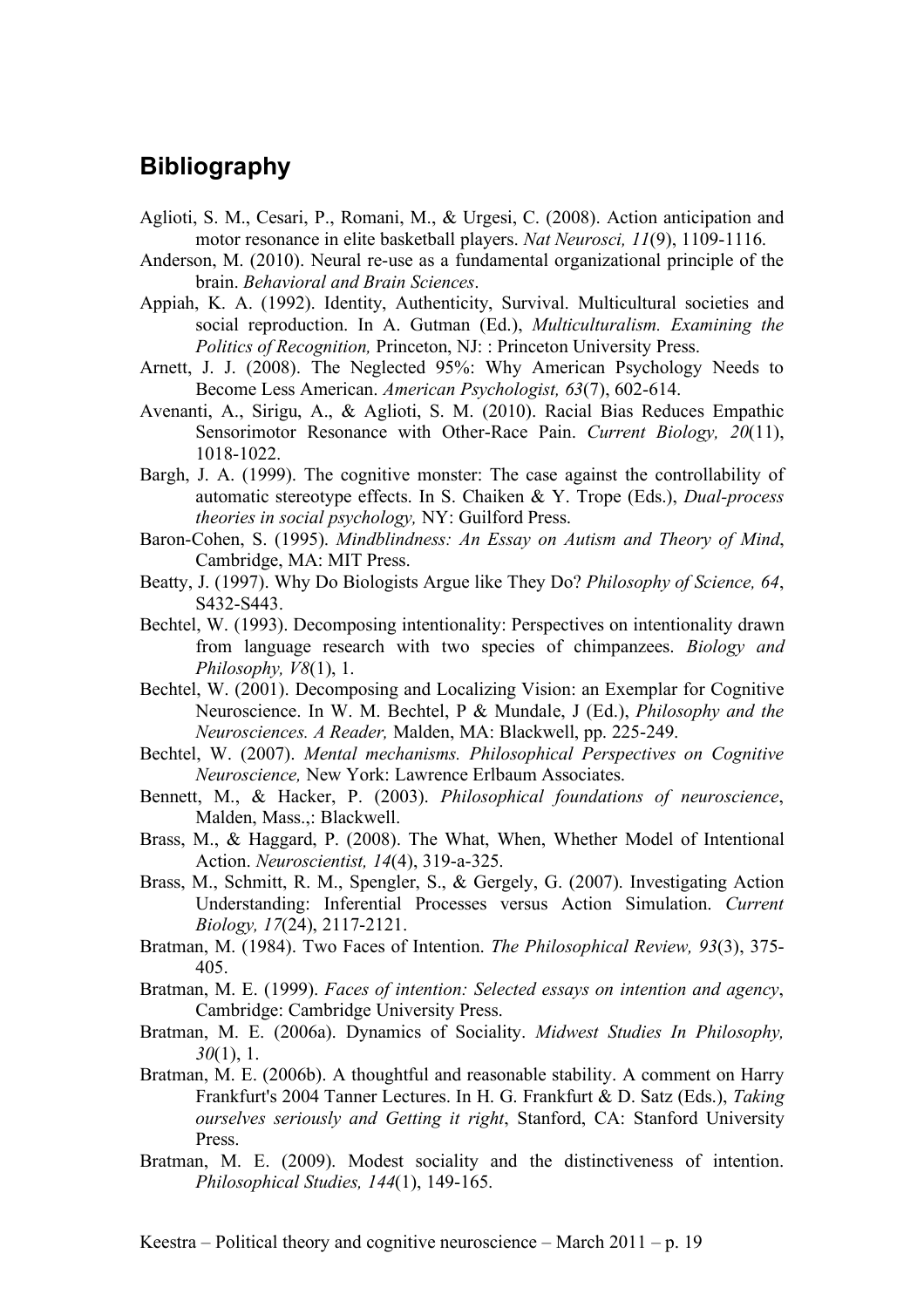## Bibliography

Aglioti, S. M., Cesari, P., Romani, M., & Urgesi, C. (2008). Action anticipation and motor resonance in elite basketball players. *Nat Neurosci, 11*(9), 1109-1116.

Anderson, M. (2010). Neural re-use as a fundamental organizational principle of the brain. *Behavioral and Brain Sciences*.

Appiah, K. A. (1992). Identity, Authenticity, Survival. Multicultural societies and social reproduction. In A. Gutman (Ed.), *Multiculturalism. Examining the Politics of Recognition,* Princeton, NJ: : Princeton University Press.

Arnett, J. J. (2008). The Neglected 95%: Why American Psychology Needs to Become Less American. *American Psychologist, 63*(7), 602-614.

Avenanti, A., Sirigu, A., & Aglioti, S. M. (2010). Racial Bias Reduces Empathic Sensorimotor Resonance with Other-Race Pain. *Current Biology, 20*(11), 1018-1022.

Bargh, J. A. (1999). The cognitive monster: The case against the controllability of automatic stereotype effects. In S. Chaiken & Y. Trope (Eds.), *Dual-process theories in social psychology,* NY: Guilford Press.

Baron-Cohen, S. (1995). *Mindblindness: An Essay on Autism and Theory of Mind*, Cambridge, MA: MIT Press.

Beatty, J. (1997). Why Do Biologists Argue like They Do? *Philosophy of Science, 64*, S432-S443.

Bechtel, W. (1993). Decomposing intentionality: Perspectives on intentionality drawn from language research with two species of chimpanzees. *Biology and Philosophy, V8*(1), 1.

Bechtel, W. (2001). Decomposing and Localizing Vision: an Exemplar for Cognitive Neuroscience. In W. M. Bechtel, P & Mundale, J (Ed.), *Philosophy and the Neurosciences. A Reader,* Malden, MA: Blackwell, pp. 225-249.

Bechtel, W. (2007). *Mental mechanisms. Philosophical Perspectives on Cognitive Neuroscience,* New York: Lawrence Erlbaum Associates.

Bennett, M., & Hacker, P. (2003). *Philosophical foundations of neuroscience*, Malden, Mass.,: Blackwell.

Brass, M., & Haggard, P. (2008). The What, When, Whether Model of Intentional Action. *Neuroscientist, 14*(4), 319-a-325.

Brass, M., Schmitt, R. M., Spengler, S., & Gergely, G. (2007). Investigating Action Understanding: Inferential Processes versus Action Simulation. *Current Biology, 17*(24), 2117-2121.

Bratman, M. (1984). Two Faces of Intention. *The Philosophical Review, 93*(3), 375-405.

Bratman, M. E. (1999). *Faces of intention: Selected essays on intention and agency*, Cambridge: Cambridge University Press.

Bratman, M. E. (2006a). Dynamics of Sociality. *Midwest Studies In Philosophy, 30*(1), 1.

Bratman, M. E. (2006b). A thoughtful and reasonable stability. A comment on Harry Frankfurt's 2004 Tanner Lectures. In H. G. Frankfurt & D. Satz (Eds.), *Taking ourselves seriously and Getting it right*, Stanford, CA: Stanford University Press.

Bratman, M. E. (2009). Modest sociality and the distinctiveness of intention. *Philosophical Studies, 144*(1), 149-165.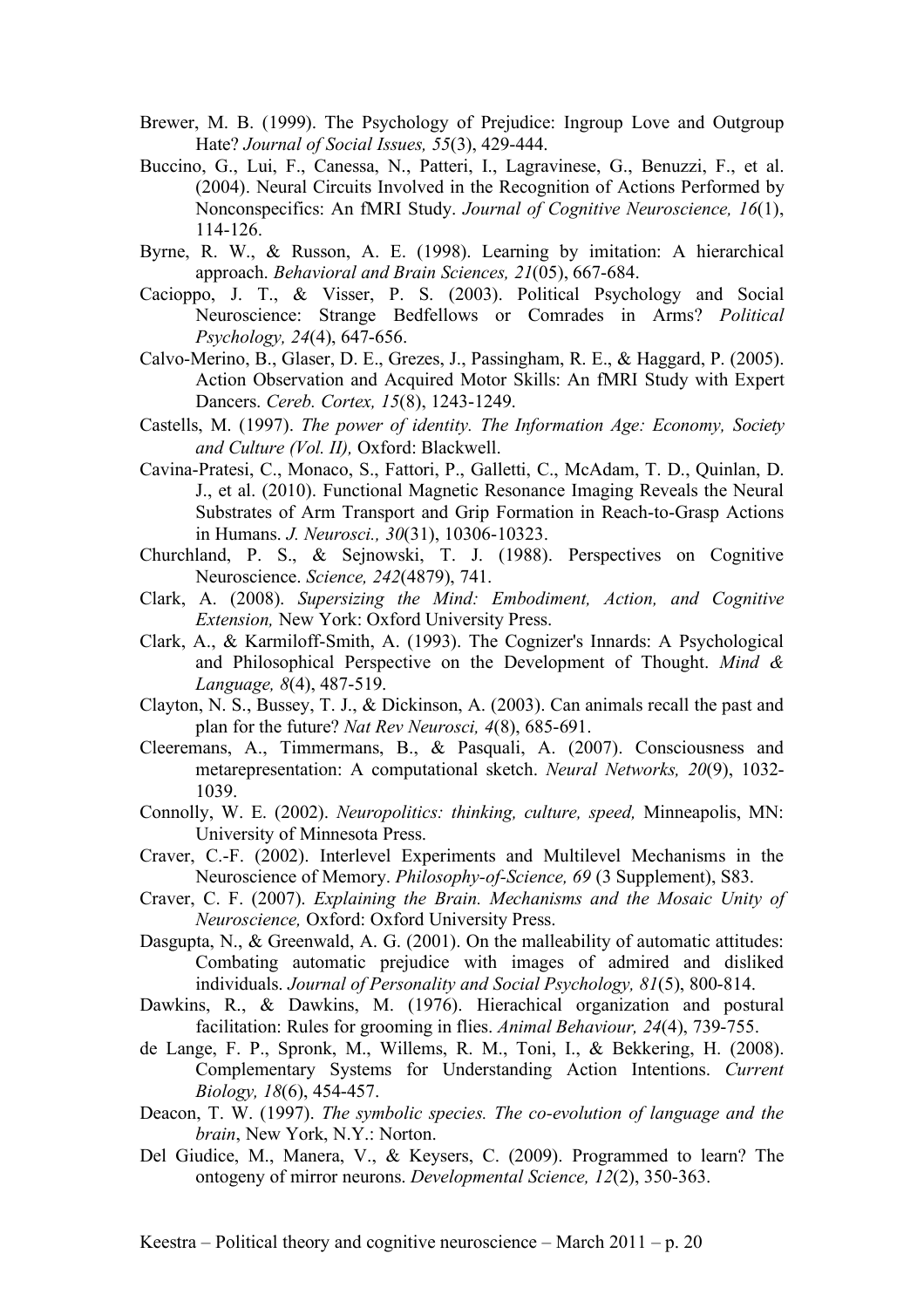Brewer, M. B. (1999). The Psychology of Prejudice: Ingroup Love and Outgroup Hate? *Journal of Social Issues, 55*(3), 429-444.

Buccino, G., Lui, F., Canessa, N., Patteri, I., Lagravinese, G., Benuzzi, F., et al. (2004). Neural Circuits Involved in the Recognition of Actions Performed by Nonconspecifics: An fMRI Study. *Journal of Cognitive Neuroscience, 16*(1), 114-126.

Byrne, R. W., & Russon, A. E. (1998). Learning by imitation: A hierarchical approach. *Behavioral and Brain Sciences, 21*(05), 667-684.

Cacioppo, J. T., & Visser, P. S. (2003). Political Psychology and Social Neuroscience: Strange Bedfellows or Comrades in Arms? *Political Psychology, 24*(4), 647-656.

Calvo-Merino, B., Glaser, D. E., Grezes, J., Passingham, R. E., & Haggard, P. (2005). Action Observation and Acquired Motor Skills: An fMRI Study with Expert Dancers. *Cereb. Cortex, 15*(8), 1243-1249.

Castells, M. (1997). *The power of identity. The Information Age: Economy, Society and Culture (Vol. II),* Oxford: Blackwell.

Cavina-Pratesi, C., Monaco, S., Fattori, P., Galletti, C., McAdam, T. D., Quinlan, D. J., et al. (2010). Functional Magnetic Resonance Imaging Reveals the Neural Substrates of Arm Transport and Grip Formation in Reach-to-Grasp Actions in Humans. *J. Neurosci., 30*(31), 10306-10323.

Churchland, P. S., & Sejnowski, T. J. (1988). Perspectives on Cognitive Neuroscience. *Science, 242*(4879), 741.

Clark, A. (2008). *Supersizing the Mind: Embodiment, Action, and Cognitive Extension,* New York: Oxford University Press.

Clark, A., & Karmiloff-Smith, A. (1993). The Cognizer's Innards: A Psychological and Philosophical Perspective on the Development of Thought. *Mind & Language, 8*(4), 487-519.

Clayton, N. S., Bussey, T. J., & Dickinson, A. (2003). Can animals recall the past and plan for the future? *Nat Rev Neurosci, 4*(8), 685-691.

Cleeremans, A., Timmermans, B., & Pasquali, A. (2007). Consciousness and metarepresentation: A computational sketch. *Neural Networks, 20*(9), 1032-1039.

Connolly, W. E. (2002). *Neuropolitics: thinking, culture, speed,* Minneapolis, MN: University of Minnesota Press.

Craver, C.-F. (2002). Interlevel Experiments and Multilevel Mechanisms in the Neuroscience of Memory. *Philosophy-of-Science, 69* (3 Supplement), S83.

Craver, C. F. (2007). *Explaining the Brain. Mechanisms and the Mosaic Unity of Neuroscience,* Oxford: Oxford University Press.

Dasgupta, N., & Greenwald, A. G. (2001). On the malleability of automatic attitudes: Combating automatic prejudice with images of admired and disliked individuals. *Journal of Personality and Social Psychology, 81*(5), 800-814.

Dawkins, R., & Dawkins, M. (1976). Hierachical organization and postural facilitation: Rules for grooming in flies. *Animal Behaviour, 24*(4), 739-755.

de Lange, F. P., Spronk, M., Willems, R. M., Toni, I., & Bekkering, H. (2008). Complementary Systems for Understanding Action Intentions. *Current Biology, 18*(6), 454-457.

Deacon, T. W. (1997). *The symbolic species. The co-evolution of language and the brain*, New York, N.Y.: Norton.

Del Giudice, M., Manera, V., & Keysers, C. (2009). Programmed to learn? The ontogeny of mirror neurons. *Developmental Science, 12*(2), 350-363.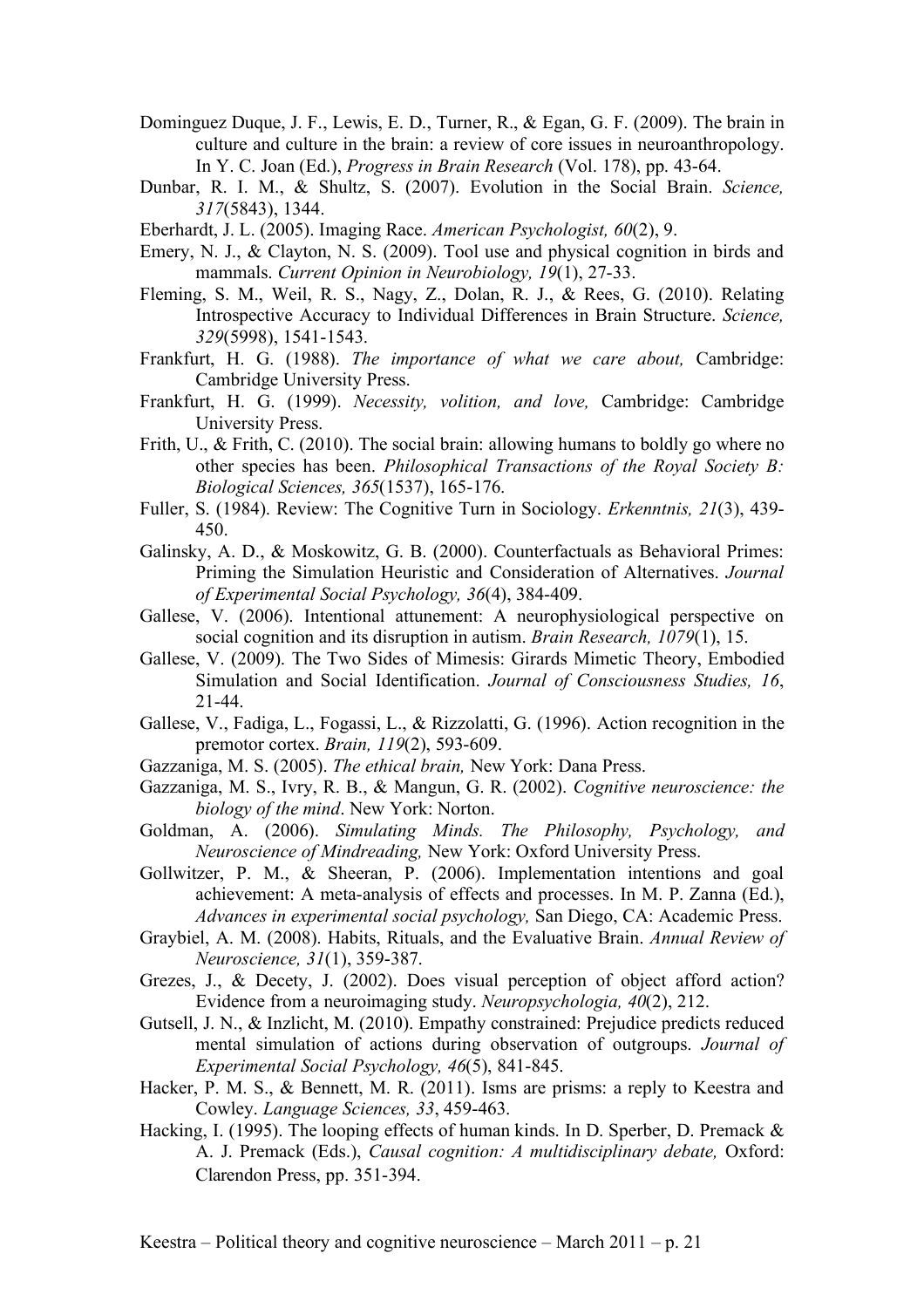Dominguez Duque, J. F., Lewis, E. D., Turner, R., & Egan, G. F. (2009). The brain in culture and culture in the brain: a review of core issues in neuroanthropology. In Y. C. Joan (Ed.), *Progress in Brain Research* (Vol. 178), pp. 43-64.

Dunbar, R. I. M., & Shultz, S. (2007). Evolution in the Social Brain. *Science, 317*(5843), 1344.

Eberhardt, J. L. (2005). Imaging Race. *American Psychologist, 60*(2), 9.

Emery, N. J., & Clayton, N. S. (2009). Tool use and physical cognition in birds and mammals. *Current Opinion in Neurobiology, 19*(1), 27-33.

Fleming, S. M., Weil, R. S., Nagy, Z., Dolan, R. J., & Rees, G. (2010). Relating Introspective Accuracy to Individual Differences in Brain Structure. *Science, 329*(5998), 1541-1543.

Frankfurt, H. G. (1988). *The importance of what we care about,* Cambridge: Cambridge University Press.

Frankfurt, H. G. (1999). *Necessity, volition, and love,* Cambridge: Cambridge University Press.

Frith, U., & Frith, C. (2010). The social brain: allowing humans to boldly go where no other species has been. *Philosophical Transactions of the Royal Society B: Biological Sciences, 365*(1537), 165-176.

Fuller, S. (1984). Review: The Cognitive Turn in Sociology. *Erkenntnis, 21*(3), 439-450.

Galinsky, A. D., & Moskowitz, G. B. (2000). Counterfactuals as Behavioral Primes: Priming the Simulation Heuristic and Consideration of Alternatives. *Journal of Experimental Social Psychology, 36*(4), 384-409.

Gallese, V. (2006). Intentional attunement: A neurophysiological perspective on social cognition and its disruption in autism. *Brain Research, 1079*(1), 15.

Gallese, V. (2009). The Two Sides of Mimesis: Girards Mimetic Theory, Embodied Simulation and Social Identification. *Journal of Consciousness Studies, 16*, 21-44.

Gallese, V., Fadiga, L., Fogassi, L., & Rizzolatti, G. (1996). Action recognition in the premotor cortex. *Brain, 119*(2), 593-609.

Gazzaniga, M. S. (2005). *The ethical brain,* New York: Dana Press.

Gazzaniga, M. S., Ivry, R. B., & Mangun, G. R. (2002). *Cognitive neuroscience: the biology of the mind*. New York: Norton.

Goldman, A. (2006). *Simulating Minds. The Philosophy, Psychology, and Neuroscience of Mindreading,* New York: Oxford University Press.

Gollwitzer, P. M., & Sheeran, P. (2006). Implementation intentions and goal achievement: A meta-analysis of effects and processes. In M. P. Zanna (Ed.), *Advances in experimental social psychology,* San Diego, CA: Academic Press.

Graybiel, A. M. (2008). Habits, Rituals, and the Evaluative Brain. *Annual Review of Neuroscience, 31*(1), 359-387.

Grezes, J., & Decety, J. (2002). Does visual perception of object afford action? Evidence from a neuroimaging study. *Neuropsychologia, 40*(2), 212.

Gutsell, J. N., & Inzlicht, M. (2010). Empathy constrained: Prejudice predicts reduced mental simulation of actions during observation of outgroups. *Journal of Experimental Social Psychology, 46*(5), 841-845.

Hacker, P. M. S., & Bennett, M. R. (2011). Isms are prisms: a reply to Keestra and Cowley. *Language Sciences, 33*, 459-463.

Hacking, I. (1995). The looping effects of human kinds. In D. Sperber, D. Premack & A. J. Premack (Eds.), *Causal cognition: A multidisciplinary debate,* Oxford: Clarendon Press, pp. 351-394.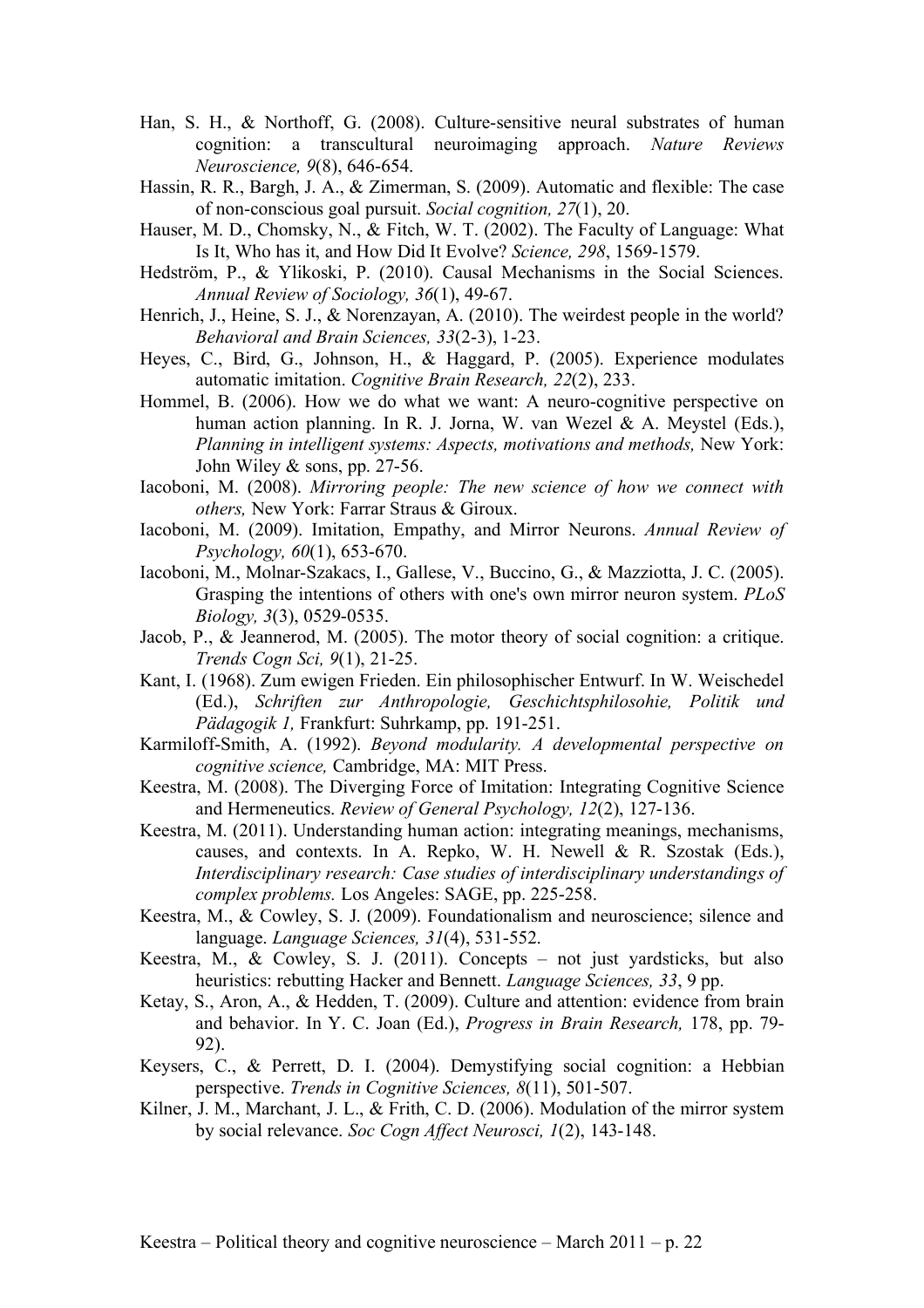Han, S. H., & Northoff, G. (2008). Culture-sensitive neural substrates of human cognition: a transcultural neuroimaging approach. *Nature Reviews Neuroscience, 9*(8), 646-654.

Hassin, R. R., Bargh, J. A., & Zimerman, S. (2009). Automatic and flexible: The case of non-conscious goal pursuit. *Social cognition, 27*(1), 20.

Hauser, M. D., Chomsky, N., & Fitch, W. T. (2002). The Faculty of Language: What Is It, Who has it, and How Did It Evolve? *Science, 298*, 1569-1579.

Hedström, P., & Ylikoski, P. (2010). Causal Mechanisms in the Social Sciences. *Annual Review of Sociology, 36*(1), 49-67.

Henrich, J., Heine, S. J., & Norenzayan, A. (2010). The weirdest people in the world? *Behavioral and Brain Sciences, 33*(2-3), 1-23.

Heyes, C., Bird, G., Johnson, H., & Haggard, P. (2005). Experience modulates automatic imitation. *Cognitive Brain Research, 22*(2), 233.

Hommel, B. (2006). How we do what we want: A neuro-cognitive perspective on human action planning. In R. J. Jorna, W. van Wezel & A. Meystel (Eds.), *Planning in intelligent systems: Aspects, motivations and methods,* New York: John Wiley & sons, pp. 27-56.

Iacoboni, M. (2008). *Mirroring people: The new science of how we connect with others,* New York: Farrar Straus & Giroux.

Iacoboni, M. (2009). Imitation, Empathy, and Mirror Neurons. *Annual Review of Psychology, 60*(1), 653-670.

Iacoboni, M., Molnar-Szakacs, I., Gallese, V., Buccino, G., & Mazziotta, J. C. (2005). Grasping the intentions of others with one's own mirror neuron system. *PLoS Biology, 3*(3), 0529-0535.

Jacob, P., & Jeannerod, M. (2005). The motor theory of social cognition: a critique. *Trends Cogn Sci, 9*(1), 21-25.

Kant, I. (1968). Zum ewigen Frieden. Ein philosophischer Entwurf. In W. Weischedel (Ed.), *Schriften zur Anthropologie, Geschichtsphilosohie, Politik und Pädagogik 1,* Frankfurt: Suhrkamp, pp. 191-251.

Karmiloff-Smith, A. (1992). *Beyond modularity. A developmental perspective on cognitive science,* Cambridge, MA: MIT Press.

Keestra, M. (2008). The Diverging Force of Imitation: Integrating Cognitive Science and Hermeneutics. *Review of General Psychology, 12*(2), 127-136.

Keestra, M. (2011). Understanding human action: integrating meanings, mechanisms, causes, and contexts. In A. Repko, W. H. Newell & R. Szostak (Eds.), *Interdisciplinary research: Case studies of interdisciplinary understandings of complex problems.* Los Angeles: SAGE, pp. 225-258.

Keestra, M., & Cowley, S. J. (2009). Foundationalism and neuroscience; silence and language. *Language Sciences, 31*(4), 531-552.

Keestra, M., & Cowley, S. J. (2011). Concepts – not just yardsticks, but also heuristics: rebutting Hacker and Bennett. *Language Sciences, 33*, 9 pp.

Ketay, S., Aron, A., & Hedden, T. (2009). Culture and attention: evidence from brain and behavior. In Y. C. Joan (Ed.), *Progress in Brain Research,* 178, pp. 79-92).

Keysers, C., & Perrett, D. I. (2004). Demystifying social cognition: a Hebbian perspective. *Trends in Cognitive Sciences, 8*(11), 501-507.

Kilner, J. M., Marchant, J. L., & Frith, C. D. (2006). Modulation of the mirror system by social relevance. *Soc Cogn Affect Neurosci, 1*(2), 143-148.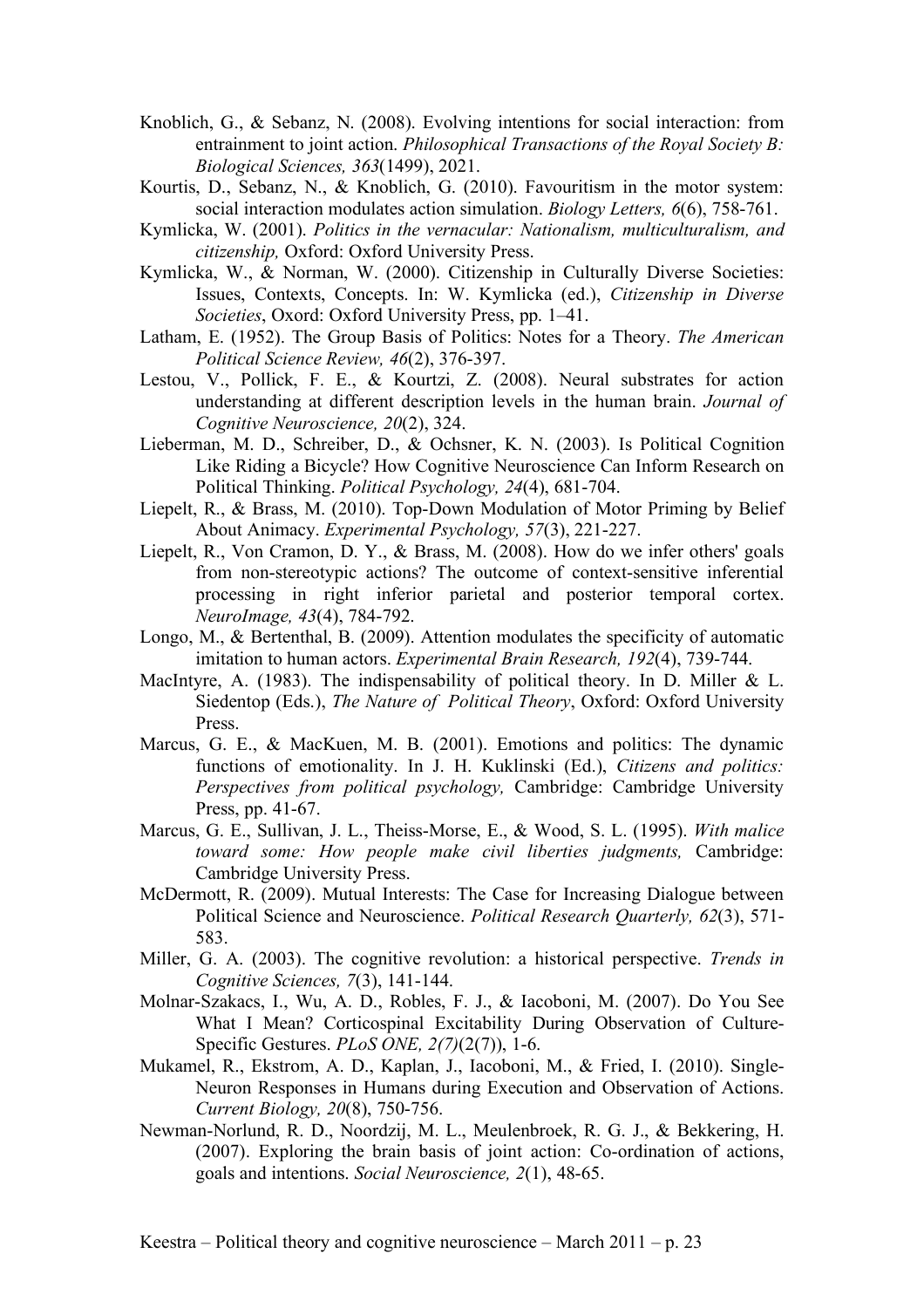Knoblich, G., & Sebanz, N. (2008). Evolving intentions for social interaction: from entrainment to joint action. *Philosophical Transactions of the Royal Society B: Biological Sciences, 363*(1499), 2021.

Kourtis, D., Sebanz, N., & Knoblich, G. (2010). Favouritism in the motor system: social interaction modulates action simulation. *Biology Letters, 6*(6), 758-761.

Kymlicka, W. (2001). *Politics in the vernacular: Nationalism, multiculturalism, and citizenship,* Oxford: Oxford University Press.

Kymlicka, W., & Norman, W. (2000). Citizenship in Culturally Diverse Societies: Issues, Contexts, Concepts. In: W. Kymlicka (ed.), *Citizenship in Diverse Societies*, Oxord: Oxford University Press, pp. 1–41.

Latham, E. (1952). The Group Basis of Politics: Notes for a Theory. *The American Political Science Review, 46*(2), 376-397.

Lestou, V., Pollick, F. E., & Kourtzi, Z. (2008). Neural substrates for action understanding at different description levels in the human brain. *Journal of Cognitive Neuroscience, 20*(2), 324.

Lieberman, M. D., Schreiber, D., & Ochsner, K. N. (2003). Is Political Cognition Like Riding a Bicycle? How Cognitive Neuroscience Can Inform Research on Political Thinking. *Political Psychology, 24*(4), 681-704.

Liepelt, R., & Brass, M. (2010). Top-Down Modulation of Motor Priming by Belief About Animacy. *Experimental Psychology, 57*(3), 221-227.

Liepelt, R., Von Cramon, D. Y., & Brass, M. (2008). How do we infer others' goals from non-stereotypic actions? The outcome of context-sensitive inferential processing in right inferior parietal and posterior temporal cortex. *NeuroImage, 43*(4), 784-792.

Longo, M., & Bertenthal, B. (2009). Attention modulates the specificity of automatic imitation to human actors. *Experimental Brain Research, 192*(4), 739-744.

MacIntyre, A. (1983). The indispensability of political theory. In D. Miller & L. Siedentop (Eds.), *The Nature of Political Theory*, Oxford: Oxford University Press.

Marcus, G. E., & MacKuen, M. B. (2001). Emotions and politics: The dynamic functions of emotionality. In J. H. Kuklinski (Ed.), *Citizens and politics: Perspectives from political psychology,* Cambridge: Cambridge University Press, pp. 41-67.

Marcus, G. E., Sullivan, J. L., Theiss-Morse, E., & Wood, S. L. (1995). *With malice toward some: How people make civil liberties judgments,* Cambridge: Cambridge University Press.

McDermott, R. (2009). Mutual Interests: The Case for Increasing Dialogue between Political Science and Neuroscience. *Political Research Quarterly, 62*(3), 571-583.

Miller, G. A. (2003). The cognitive revolution: a historical perspective. *Trends in Cognitive Sciences, 7*(3), 141-144.

Molnar-Szakacs, I., Wu, A. D., Robles, F. J., & Iacoboni, M. (2007). Do You See What I Mean? Corticospinal Excitability During Observation of Culture-Specific Gestures. *PLoS ONE, 2(7)*(2(7)), 1-6.

Mukamel, R., Ekstrom, A. D., Kaplan, J., Iacoboni, M., & Fried, I. (2010). Single-Neuron Responses in Humans during Execution and Observation of Actions. *Current Biology, 20*(8), 750-756.

Newman-Norlund, R. D., Noordzij, M. L., Meulenbroek, R. G. J., & Bekkering, H. (2007). Exploring the brain basis of joint action: Co-ordination of actions, goals and intentions. *Social Neuroscience, 2*(1), 48-65.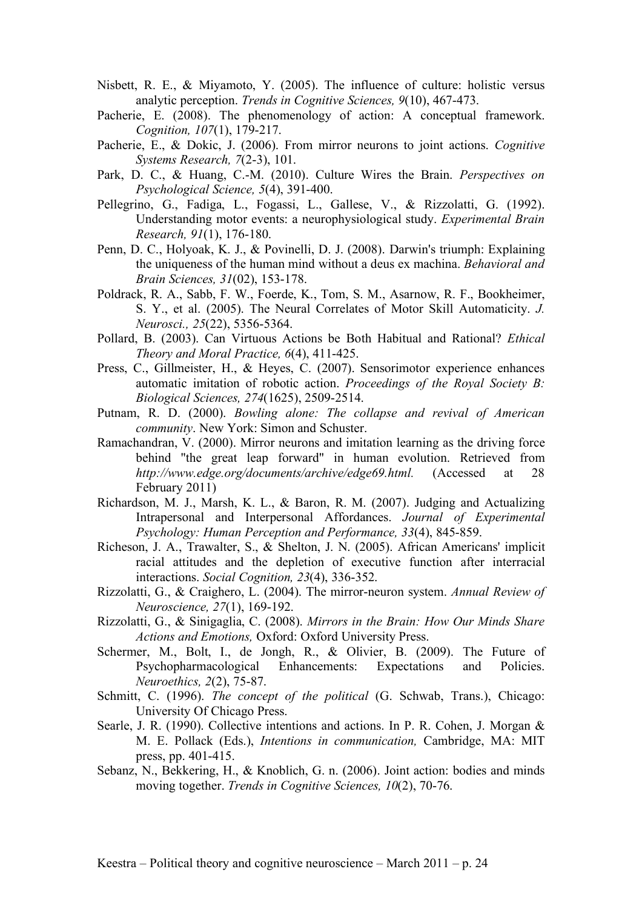Nisbett, R. E., & Miyamoto, Y. (2005). The influence of culture: holistic versus analytic perception. *Trends in Cognitive Sciences, 9*(10), 467-473.

Pacherie, E. (2008). The phenomenology of action: A conceptual framework. *Cognition, 107*(1), 179-217.

Pacherie, E., & Dokic, J. (2006). From mirror neurons to joint actions. *Cognitive Systems Research, 7*(2-3), 101.

Park, D. C., & Huang, C.-M. (2010). Culture Wires the Brain. *Perspectives on Psychological Science, 5*(4), 391-400.

Pellegrino, G., Fadiga, L., Fogassi, L., Gallese, V., & Rizzolatti, G. (1992). Understanding motor events: a neurophysiological study. *Experimental Brain Research, 91*(1), 176-180.

Penn, D. C., Holyoak, K. J., & Povinelli, D. J. (2008). Darwin's triumph: Explaining the uniqueness of the human mind without a deus ex machina. *Behavioral and Brain Sciences, 31*(02), 153-178.

Poldrack, R. A., Sabb, F. W., Foerde, K., Tom, S. M., Asarnow, R. F., Bookheimer, S. Y., et al. (2005). The Neural Correlates of Motor Skill Automaticity. *J. Neurosci., 25*(22), 5356-5364.

Pollard, B. (2003). Can Virtuous Actions be Both Habitual and Rational? *Ethical Theory and Moral Practice, 6*(4), 411-425.

Press, C., Gillmeister, H., & Heyes, C. (2007). Sensorimotor experience enhances automatic imitation of robotic action. *Proceedings of the Royal Society B: Biological Sciences, 274*(1625), 2509-2514.

Putnam, R. D. (2000). *Bowling alone: The collapse and revival of American community*. New York: Simon and Schuster.

Ramachandran, V. (2000). Mirror neurons and imitation learning as the driving force behind "the great leap forward" in human evolution. Retrieved from *http://www.edge.org/documents/archive/edge69.html.* (Accessed at 28 February 2011)

Richardson, M. J., Marsh, K. L., & Baron, R. M. (2007). Judging and Actualizing Intrapersonal and Interpersonal Affordances. *Journal of Experimental Psychology: Human Perception and Performance, 33*(4), 845-859.

Richeson, J. A., Trawalter, S., & Shelton, J. N. (2005). African Americans' implicit racial attitudes and the depletion of executive function after interracial interactions. *Social Cognition, 23*(4), 336-352.

Rizzolatti, G., & Craighero, L. (2004). The mirror-neuron system. *Annual Review of Neuroscience, 27*(1), 169-192.

Rizzolatti, G., & Sinigaglia, C. (2008). *Mirrors in the Brain: How Our Minds Share Actions and Emotions,* Oxford: Oxford University Press.

Schermer, M., Bolt, I., de Jongh, R., & Olivier, B. (2009). The Future of Psychopharmacological Enhancements: Expectations and Policies. *Neuroethics, 2*(2), 75-87.

Schmitt, C. (1996). *The concept of the political* (G. Schwab, Trans.), Chicago: University Of Chicago Press.

Searle, J. R. (1990). Collective intentions and actions. In P. R. Cohen, J. Morgan & M. E. Pollack (Eds.), *Intentions in communication,* Cambridge, MA: MIT press, pp. 401-415.

Sebanz, N., Bekkering, H., & Knoblich, G. n. (2006). Joint action: bodies and minds moving together. *Trends in Cognitive Sciences, 10*(2), 70-76.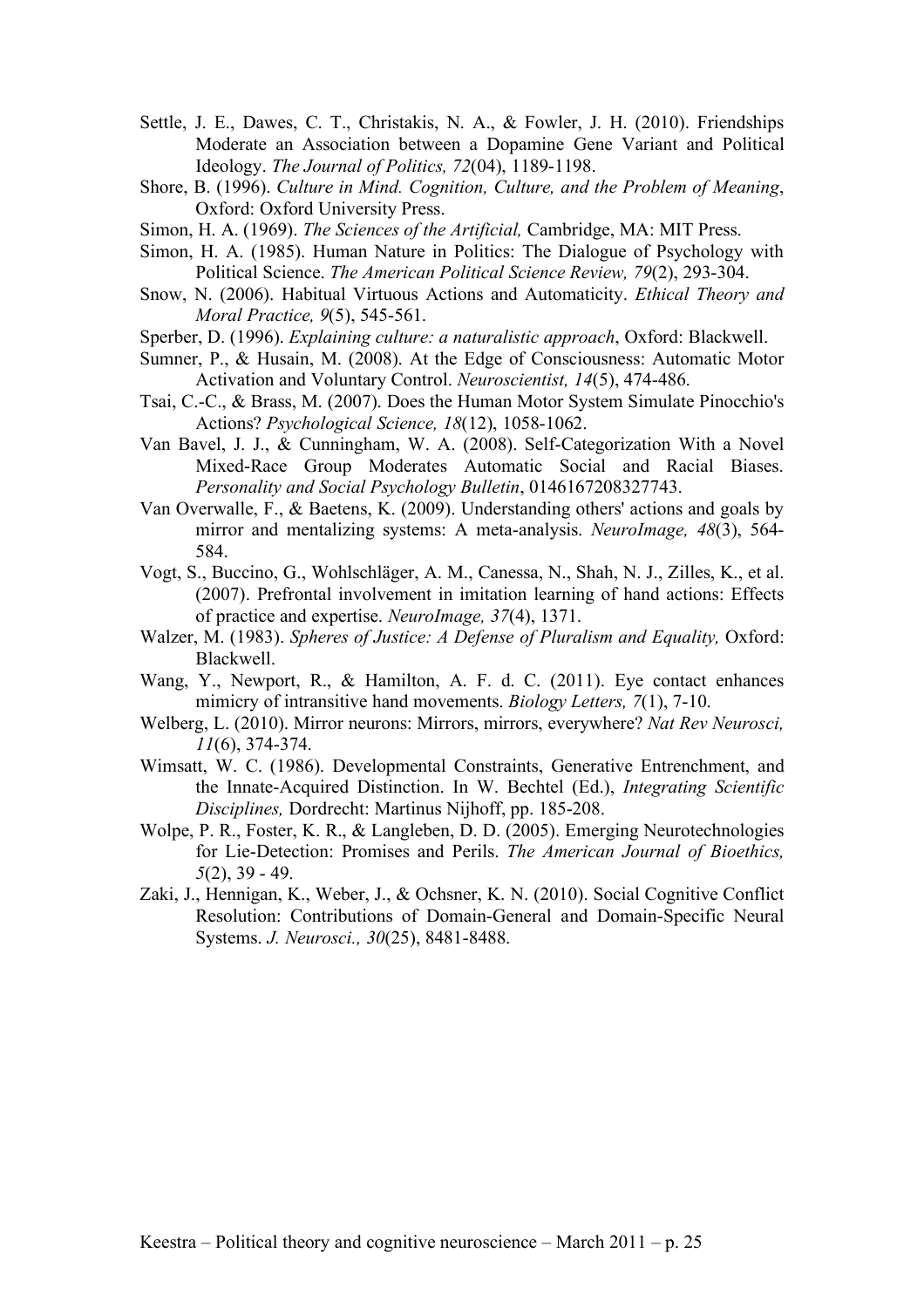Settle, J. E., Dawes, C. T., Christakis, N. A., & Fowler, J. H. (2010). Friendships Moderate an Association between a Dopamine Gene Variant and Political Ideology. *The Journal of Politics, 72*(04), 1189-1198.

Shore, B. (1996). *Culture in Mind. Cognition, Culture, and the Problem of Meaning*, Oxford: Oxford University Press.

Simon, H. A. (1969). *The Sciences of the Artificial,* Cambridge, MA: MIT Press.

Simon, H. A. (1985). Human Nature in Politics: The Dialogue of Psychology with Political Science. *The American Political Science Review, 79*(2), 293-304.

Snow, N. (2006). Habitual Virtuous Actions and Automaticity. *Ethical Theory and Moral Practice, 9*(5), 545-561.

Sperber, D. (1996). *Explaining culture: a naturalistic approach*, Oxford: Blackwell.

Sumner, P., & Husain, M. (2008). At the Edge of Consciousness: Automatic Motor Activation and Voluntary Control. *Neuroscientist, 14*(5), 474-486.

Tsai, C.-C., & Brass, M. (2007). Does the Human Motor System Simulate Pinocchio's Actions? *Psychological Science, 18*(12), 1058-1062.

Van Bavel, J. J., & Cunningham, W. A. (2008). Self-Categorization With a Novel Mixed-Race Group Moderates Automatic Social and Racial Biases. *Personality and Social Psychology Bulletin*, 0146167208327743.

Van Overwalle, F., & Baetens, K. (2009). Understanding others' actions and goals by mirror and mentalizing systems: A meta-analysis. *NeuroImage, 48*(3), 564-584.

Vogt, S., Buccino, G., Wohlschläger, A. M., Canessa, N., Shah, N. J., Zilles, K., et al. (2007). Prefrontal involvement in imitation learning of hand actions: Effects of practice and expertise. *NeuroImage, 37*(4), 1371.

Walzer, M. (1983). *Spheres of Justice: A Defense of Pluralism and Equality,* Oxford: Blackwell.

Wang, Y., Newport, R., & Hamilton, A. F. d. C. (2011). Eye contact enhances mimicry of intransitive hand movements. *Biology Letters, 7*(1), 7-10.

Welberg, L. (2010). Mirror neurons: Mirrors, mirrors, everywhere? *Nat Rev Neurosci, 11*(6), 374-374.

Wimsatt, W. C. (1986). Developmental Constraints, Generative Entrenchment, and the Innate-Acquired Distinction. In W. Bechtel (Ed.), *Integrating Scientific Disciplines,* Dordrecht: Martinus Nijhoff, pp. 185-208.

Wolpe, P. R., Foster, K. R., & Langleben, D. D. (2005). Emerging Neurotechnologies for Lie-Detection: Promises and Perils. *The American Journal of Bioethics, 5*(2), 39 - 49.

Zaki, J., Hennigan, K., Weber, J., & Ochsner, K. N. (2010). Social Cognitive Conflict Resolution: Contributions of Domain-General and Domain-Specific Neural Systems. *J. Neurosci., 30*(25), 8481-8488.